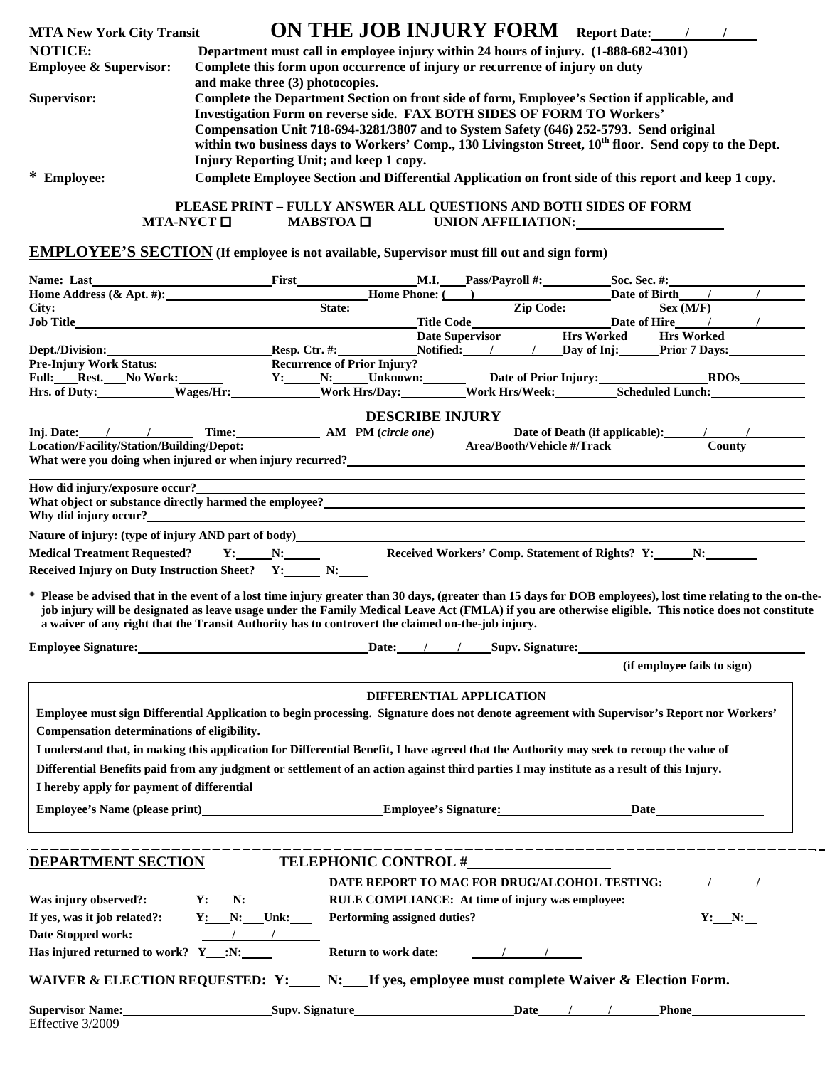**MTA New York City Transit**

# ON THE JOB INJURY FORM

**Report Date:** ____/____/____

**NOTICE:** Department must call in employee injury within 24 hours of injury. (1-888-682-4301)

**Employee & Supervisor:** Complete this form upon occurrence of injury or recurrence of injury on duty and make three (3) photocopies.

**Supervisor:** Complete the Department Section on front side of form, Employee's Section if applicable, and Investigation Form on reverse side. FAX BOTH SIDES OF FORM TO Workers' Compensation Unit 718-694-3281/3807 and to System Safety (646) 252-5793. Send original within two business days to Workers' Comp., 130 Livingston Street, 10th floor. Send copy to the Dept. Injury Reporting Unit; and keep 1 copy.

**\* Employee:** Complete Employee Section and Differential Application on front side of this report and keep 1 copy.

**PLEASE PRINT – FULLY ANSWER ALL QUESTIONS AND BOTH SIDES OF FORM**

MTA-NYCT ☐ MABSTOA ☐ UNION AFFILIATION: ______________

## EMPLOYEE'S SECTION (If employee is not available, Supervisor must fill out and sign form)

Name: Last ______________ First ______________ M.I. ____ Pass/Payroll #: ________ Soc. Sec. #: ______________

Home Address (& Apt. #): ______________ Home Phone: (____) ______________ Date of Birth ____/____/____

City: ______________ State: ______________ Zip Code: ______________ Sex (M/F) ______

Job Title ______________ Title Code ______________ Date of Hire ____/____/____

Dept./Division: ______________ Resp. Ctr. #: ________ Date Supervisor Notified: ____/____/____ Hrs Worked Day of Inj: ______ Hrs Worked Prior 7 Days: ______

Pre-Injury Work Status: Full: ____ Rest. ____ No Work: ____

Recurrence of Prior Injury? Y: ____ N: ____ Unknown: ____ Date of Prior Injury: ______________ RDOs ______

Hrs. of Duty: ________ Wages/Hr: ________ Work Hrs/Day: ________ Work Hrs/Week: ________ Scheduled Lunch: ________

### DESCRIBE INJURY

Inj. Date: ____/____/____ Time: ________ AM PM (*circle one*) Date of Death (if applicable): ____/____/____

Location/Facility/Station/Building/Depot: ______________ Area/Booth/Vehicle #/Track ______________ County ______

What were you doing when injured or when injury recurred? ______________________________

How did injury/exposure occur? ______________________________

What object or substance directly harmed the employee? ______________________________

Why did injury occur? ______________________________

Nature of injury: (type of injury AND part of body) ______________________________

Medical Treatment Requested? Y: ____ N: ____ Received Workers' Comp. Statement of Rights? Y: ____ N: ____

Received Injury on Duty Instruction Sheet? Y: ____ N: ____

**\* Please be advised that in the event of a lost time injury greater than 30 days, (greater than 15 days for DOB employees), lost time relating to the on-the-job injury will be designated as leave usage under the Family Medical Leave Act (FMLA) if you are otherwise eligible. This notice does not constitute a waiver of any right that the Transit Authority has to controvert the claimed on-the-job injury.**

Employee Signature: ______________________ Date: ____/____/____ Supv. Signature: ______________________ (if employee fails to sign)

### DIFFERENTIAL APPLICATION

Employee must sign Differential Application to begin processing. Signature does not denote agreement with Supervisor's Report nor Workers' Compensation determinations of eligibility.

I understand that, in making this application for Differential Benefit, I have agreed that the Authority may seek to recoup the value of Differential Benefits paid from any judgment or settlement of an action against third parties I may institute as a result of this Injury.

I hereby apply for payment of differential

Employee's Name (please print) ______________ Employee's Signature: ______________ Date ______________

---

## DEPARTMENT SECTION

**TELEPHONIC CONTROL #** ______________

DATE REPORT TO MAC FOR DRUG/ALCOHOL TESTING: ____/____/____

Was injury observed?: Y: ____ N: ____

RULE COMPLIANCE: At time of injury was employee:

If yes, was it job related?: Y: ____ N: ____ Unk: ____

Performing assigned duties? Y: ____ N: ____

Date Stopped work: ____/____/____

Has injured returned to work? Y ____ :N: ____

Return to work date: ____/____/____

**WAIVER & ELECTION REQUESTED: Y: ____ N: ____ If yes, employee must complete Waiver & Election Form.**

Supervisor Name: ______________ Supv. Signature ______________ Date ____/____/____ Phone ______________

Effective 3/2009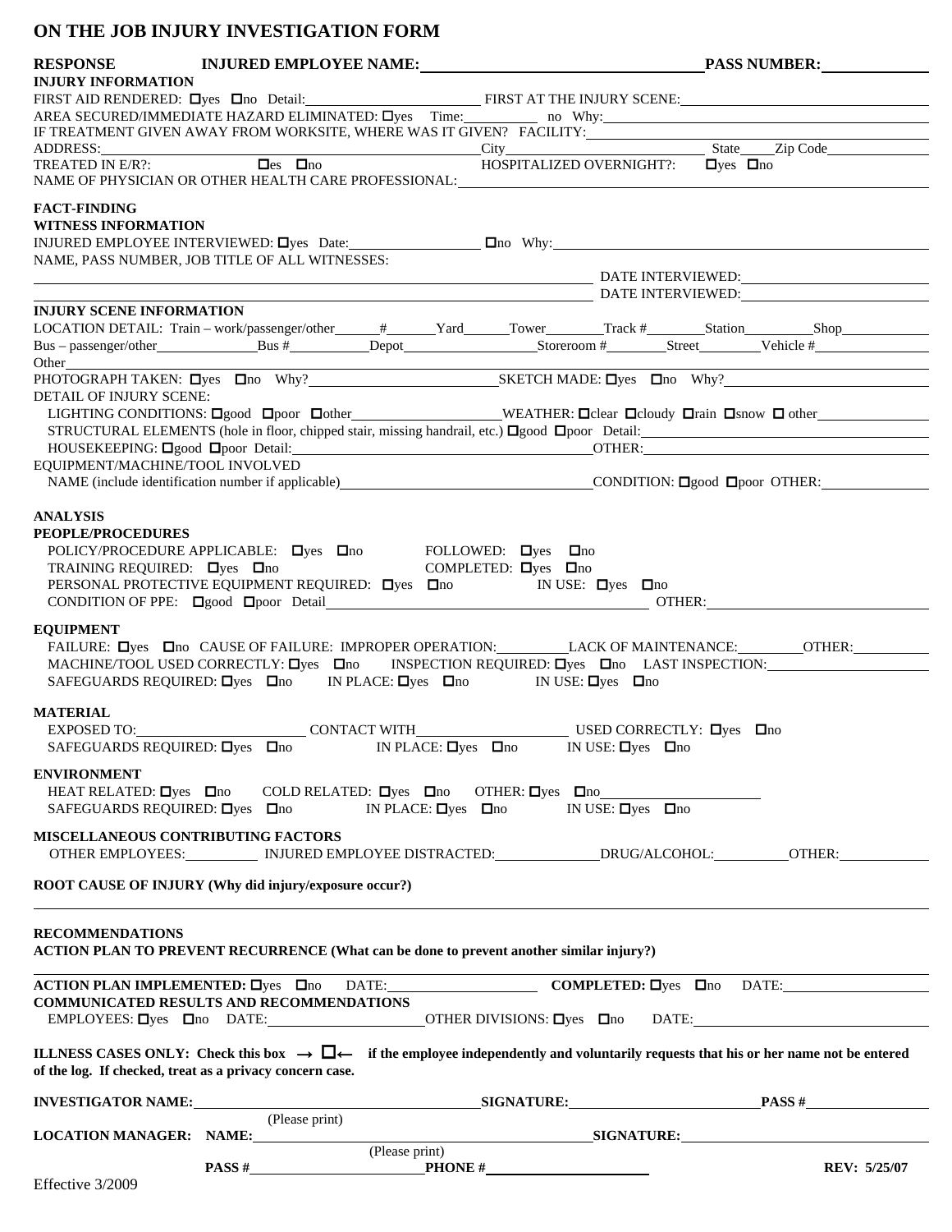# ON THE JOB INJURY INVESTIGATION FORM

**RESPONSE** **INJURED EMPLOYEE NAME:** ______________________ **PASS NUMBER:** ____________

**INJURY INFORMATION**

FIRST AID RENDERED: ☐yes ☐no Detail: ______________ FIRST AT THE INJURY SCENE: ______________

AREA SECURED/IMMEDIATE HAZARD ELIMINATED: ☐yes Time: ________ no Why: ______________

IF TREATMENT GIVEN AWAY FROM WORKSITE, WHERE WAS IT GIVEN? FACILITY: ______________

ADDRESS: ______________ City ______________ State ____ Zip Code ____________

TREATED IN E/R?: ☐es ☐no HOSPITALIZED OVERNIGHT?: ☐yes ☐no

NAME OF PHYSICIAN OR OTHER HEALTH CARE PROFESSIONAL: ______________

**FACT-FINDING**

**WITNESS INFORMATION**

INJURED EMPLOYEE INTERVIEWED: ☐yes Date: ____________ ☐no Why: ______________

NAME, PASS NUMBER, JOB TITLE OF ALL WITNESSES:

______________ DATE INTERVIEWED: ______________

______________ DATE INTERVIEWED: ______________

**INJURY SCENE INFORMATION**

LOCATION DETAIL: Train – work/passenger/other ______ # ______ Yard ______ Tower ______ Track # ______ Station ______ Shop ______

Bus – passenger/other ______ Bus # ______ Depot ______ Storeroom # ______ Street ______ Vehicle # ______

Other ______________

PHOTOGRAPH TAKEN: ☐yes ☐no Why? ______________ SKETCH MADE: ☐yes ☐no Why? ______________

DETAIL OF INJURY SCENE:

LIGHTING CONDITIONS: ☐good ☐poor ☐other ____________ WEATHER: ☐clear ☐cloudy ☐rain ☐snow ☐ other ________

STRUCTURAL ELEMENTS (hole in floor, chipped stair, missing handrail, etc.) ☐good ☐poor Detail: ______________

HOUSEKEEPING: ☐good ☐poor Detail: ______________ OTHER: ______________

EQUIPMENT/MACHINE/TOOL INVOLVED

NAME (include identification number if applicable) ______________ CONDITION: ☐good ☐poor OTHER: ________

**ANALYSIS**

**PEOPLE/PROCEDURES**

POLICY/PROCEDURE APPLICABLE: ☐yes ☐no FOLLOWED: ☐yes ☐no

TRAINING REQUIRED: ☐yes ☐no COMPLETED: ☐yes ☐no

PERSONAL PROTECTIVE EQUIPMENT REQUIRED: ☐yes ☐no IN USE: ☐yes ☐no

CONDITION OF PPE: ☐good ☐poor Detail ______________ OTHER: ______________

**EQUIPMENT**

FAILURE: ☐yes ☐no CAUSE OF FAILURE: IMPROPER OPERATION: ________ LACK OF MAINTENANCE: ________ OTHER: ________

MACHINE/TOOL USED CORRECTLY: ☐yes ☐no INSPECTION REQUIRED: ☐yes ☐no LAST INSPECTION: ______________

SAFEGUARDS REQUIRED: ☐yes ☐no IN PLACE: ☐yes ☐no IN USE: ☐yes ☐no

**MATERIAL**

EXPOSED TO: ______________ CONTACT WITH ______________ USED CORRECTLY: ☐yes ☐no

SAFEGUARDS REQUIRED: ☐yes ☐no IN PLACE: ☐yes ☐no IN USE: ☐yes ☐no

**ENVIRONMENT**

HEAT RELATED: ☐yes ☐no COLD RELATED: ☐yes ☐no OTHER: ☐yes ☐no ______________

SAFEGUARDS REQUIRED: ☐yes ☐no IN PLACE: ☐yes ☐no IN USE: ☐yes ☐no

**MISCELLANEOUS CONTRIBUTING FACTORS**

OTHER EMPLOYEES: ________ INJURED EMPLOYEE DISTRACTED: ________ DRUG/ALCOHOL: ________ OTHER: ________

**ROOT CAUSE OF INJURY (Why did injury/exposure occur?)**

______________

**RECOMMENDATIONS**

**ACTION PLAN TO PREVENT RECURRENCE (What can be done to prevent another similar injury?)**

______________

**ACTION PLAN IMPLEMENTED:** ☐yes ☐no DATE: ____________ **COMPLETED:** ☐yes ☐no DATE: ____________

**COMMUNICATED RESULTS AND RECOMMENDATIONS**

EMPLOYEES: ☐yes ☐no DATE: ____________ OTHER DIVISIONS: ☐yes ☐no DATE: ____________

**ILLNESS CASES ONLY: Check this box → ☐← if the employee independently and voluntarily requests that his or her name not be entered of the log. If checked, treat as a privacy concern case.**

**INVESTIGATOR NAME:** ______________ **SIGNATURE:** ______________ **PASS #** ____________

(Please print)

**LOCATION MANAGER: NAME:** ______________ **SIGNATURE:** ______________

(Please print)

**PASS #** ______________ **PHONE #** ______________ **REV: 5/25/07**

Effective 3/2009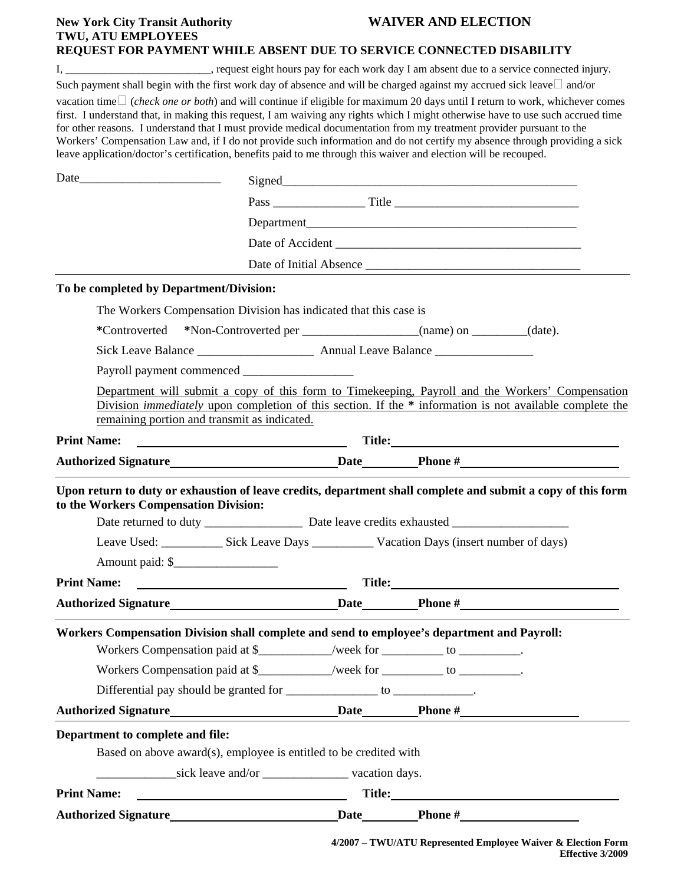**New York City Transit Authority** **WAIVER AND ELECTION**
**TWU, ATU EMPLOYEES**
**REQUEST FOR PAYMENT WHILE ABSENT DUE TO SERVICE CONNECTED DISABILITY**

I, _________________________, request eight hours pay for each work day I am absent due to a service connected injury. Such payment shall begin with the first work day of absence and will be charged against my accrued sick leave☐ and/or vacation time☐ (*check one or both*) and will continue if eligible for maximum 20 days until I return to work, whichever comes first. I understand that, in making this request, I am waiving any rights which I might otherwise have to use such accrued time for other reasons. I understand that I must provide medical documentation from my treatment provider pursuant to the Workers' Compensation Law and, if I do not provide such information and do not certify my absence through providing a sick leave application/doctor's certification, benefits paid to me through this waiver and election will be recouped.

Date_______________________ Signed_________________________________________________

Pass ______________ Title _____________________________

Department____________________________________________

Date of Accident _______________________________________

Date of Initial Absence __________________________________

**To be completed by Department/Division:**

The Workers Compensation Division has indicated that this case is

**\***Controverted **\***Non-Controverted per __________________(name) on _________(date).

Sick Leave Balance __________________ Annual Leave Balance ________________

Payroll payment commenced _________________

Department will submit a copy of this form to Timekeeping, Payroll and the Workers' Compensation Division *immediately* upon completion of this section. If the **\*** information is not available complete the remaining portion and transmit as indicated.

**Print Name:** ______________________________ **Title:** ______________________________

**Authorized Signature** ______________________ **Date** ________ **Phone #** ____________________

**Upon return to duty or exhaustion of leave credits, department shall complete and submit a copy of this form to the Workers Compensation Division:**

Date returned to duty ________________ Date leave credits exhausted ___________________

Leave Used: __________ Sick Leave Days __________ Vacation Days (insert number of days)

Amount paid: $_________________

**Print Name:** ______________________________ **Title:** ______________________________

**Authorized Signature** ______________________ **Date** ________ **Phone #** ____________________

**Workers Compensation Division shall complete and send to employee's department and Payroll:**

Workers Compensation paid at $___________/week for __________ to __________.

Workers Compensation paid at $___________/week for __________ to __________.

Differential pay should be granted for _______________ to _____________.

**Authorized Signature** ______________________ **Date** ________ **Phone #** ____________________

**Department to complete and file:**

Based on above award(s), employee is entitled to be credited with

_____________sick leave and/or ______________ vacation days.

**Print Name:** ______________________________ **Title:** ______________________________

**Authorized Signature** ______________________ **Date** ________ **Phone #** ____________________

**4/2007 – TWU/ATU Represented Employee Waiver & Election Form**
**Effective 3/2009**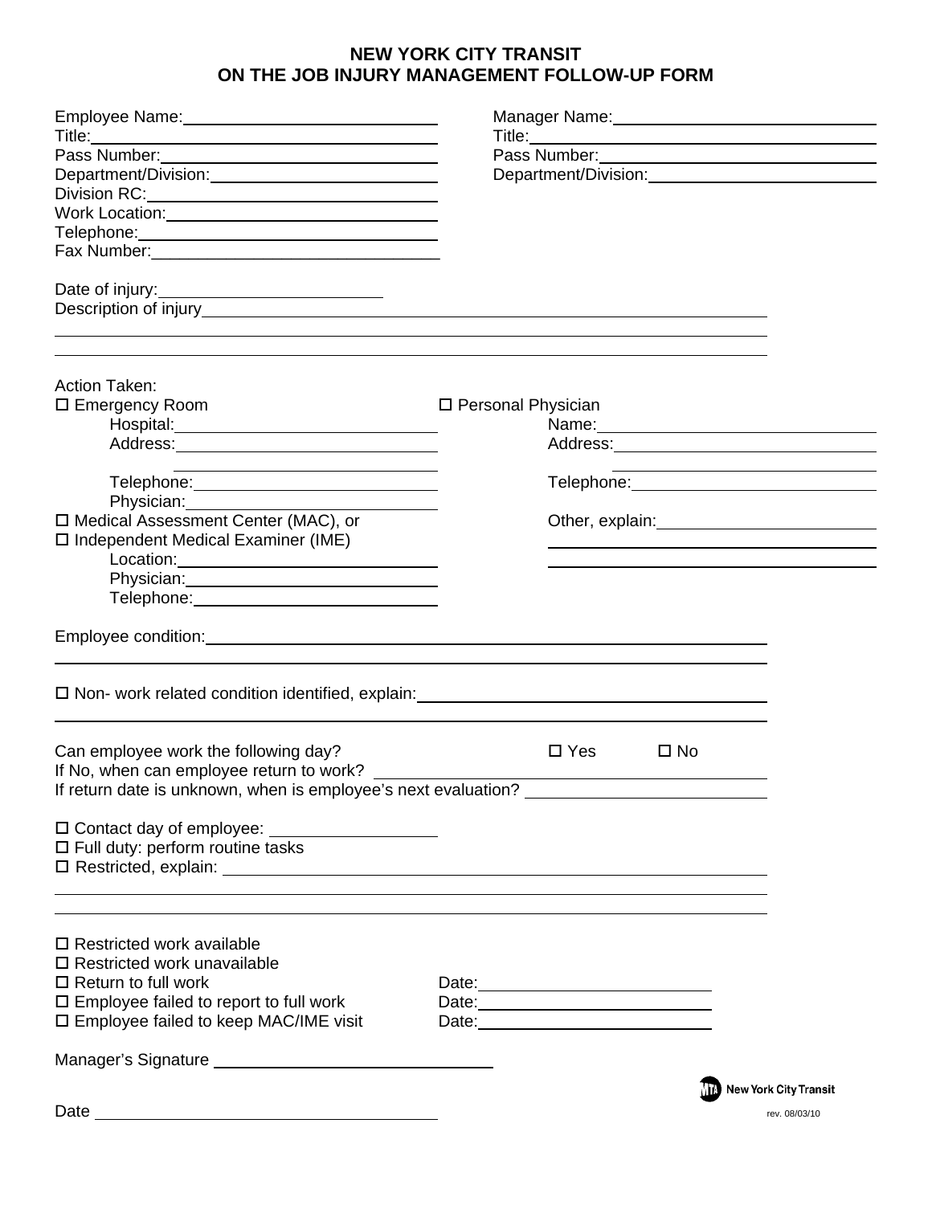# NEW YORK CITY TRANSIT
## ON THE JOB INJURY MANAGEMENT FOLLOW-UP FORM

Employee Name: ____________________________
Title: ____________________________
Pass Number: ____________________________
Department/Division: ____________________________
Division RC: ____________________________
Work Location: ____________________________
Telephone: ____________________________
Fax Number: ____________________________

Manager Name: ____________________________
Title: ____________________________
Pass Number: ____________________________
Department/Division: ____________________________

Date of injury: ____________________________
Description of injury ____________________________

____________________________

____________________________

Action Taken:

☐ Emergency Room
Hospital: ____________________________
Address: ____________________________
____________________________
Telephone: ____________________________
Physician: ____________________________

☐ Medical Assessment Center (MAC), or
☐ Independent Medical Examiner (IME)
Location: ____________________________
Physician: ____________________________
Telephone: ____________________________

☐ Personal Physician
Name: ____________________________
Address: ____________________________
____________________________
Telephone: ____________________________

Other, explain: ____________________________
____________________________
____________________________

Employee condition: ____________________________

____________________________

☐ Non- work related condition identified, explain: ____________________________

____________________________

Can employee work the following day? ☐ Yes ☐ No
If No, when can employee return to work? ____________________________
If return date is unknown, when is employee's next evaluation? ____________________________

☐ Contact day of employee: ____________________________
☐ Full duty: perform routine tasks
☐ Restricted, explain: ____________________________

____________________________

____________________________

☐ Restricted work available
☐ Restricted work unavailable
☐ Return to full work Date: ____________________________
☐ Employee failed to report to full work Date: ____________________________
☐ Employee failed to keep MAC/IME visit Date: ____________________________

Manager's Signature ____________________________

Date ____________________________

New York City Transit

rev. 08/03/10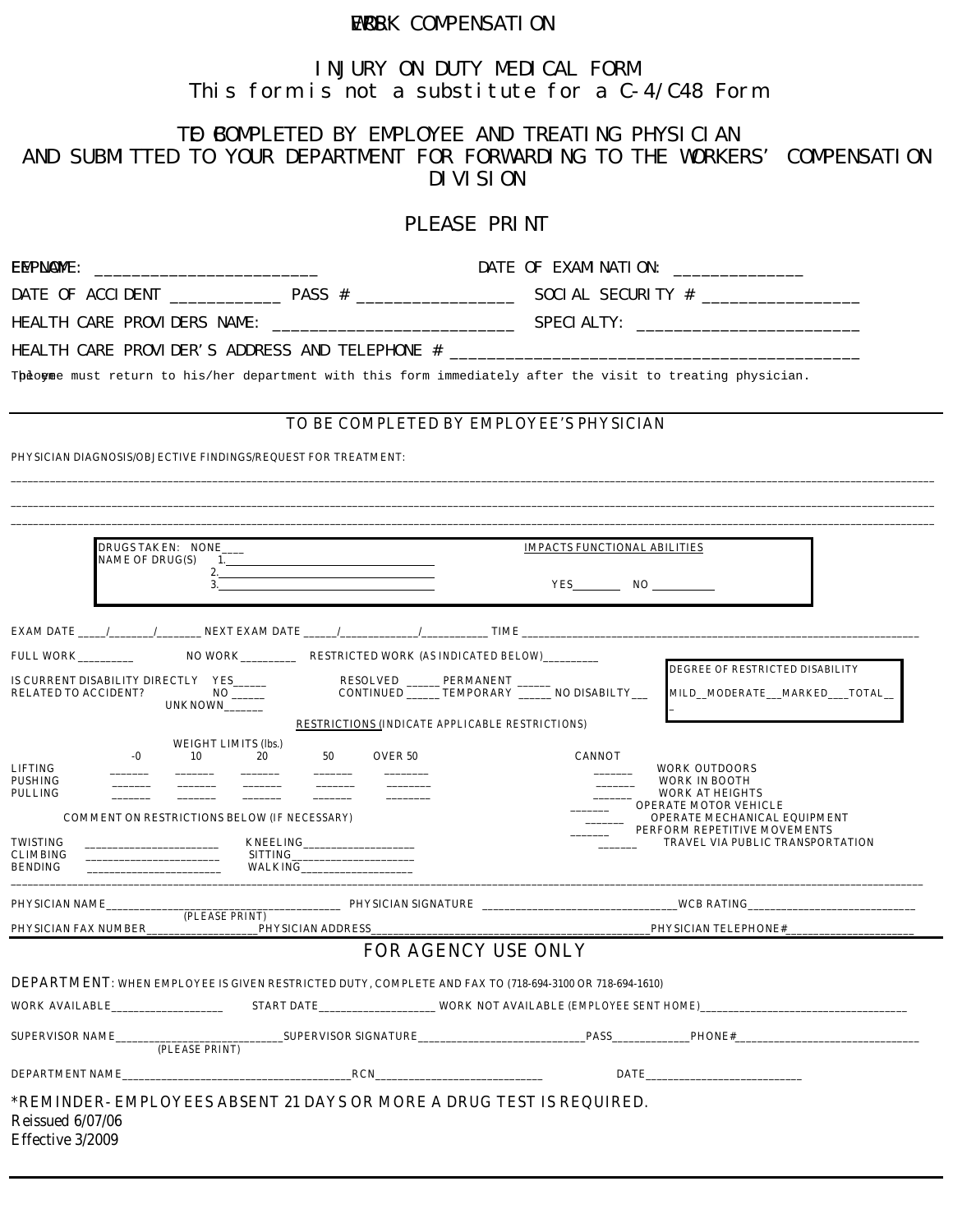# WORK COMPENSATION

## INJURY ON DUTY MEDICAL FORM
This form is not a substitute for a C-4/C48 Form

## TO BE COMPLETED BY EMPLOYEE AND TREATING PHYSICIAN AND SUBMITTED TO YOUR DEPARTMENT FOR FORWARDING TO THE WORKERS' COMPENSATION DIVISION

## PLEASE PRINT

EMPLOYEE: ______________________ DATE OF EXAMINATION: _____________

DATE OF ACCIDENT ___________ PASS # _______________ SOCIAL SECURITY # _______________

HEALTH CARE PROVIDERS NAME: ________________________ SPECIALTY: ______________________

HEALTH CARE PROVIDER'S ADDRESS AND TELEPHONE # ________________________________________

The employee must return to his/her department with this form immediately after the visit to treating physician.

---

### TO BE COMPLETED BY EMPLOYEE'S PHYSICIAN

PHYSICIAN DIAGNOSIS/OBJECTIVE FINDINGS/REQUEST FOR TREATMENT:

______________________________________________________________________________

______________________________________________________________________________

______________________________________________________________________________

DRUGS TAKEN: NONE___
NAME OF DRUG(S) 1.____________________
2.____________________
3.____________________

IMPACTS FUNCTIONAL ABILITIES

YES________ NO __________

EXAM DATE ____/______/______ NEXT EXAM DATE _____/___________/__________ TIME ______________________

FULL WORK _________ NO WORK _________ RESTRICTED WORK (AS INDICATED BELOW)_________

IS CURRENT DISABILITY DIRECTLY RELATED TO ACCIDENT? YES_____ NO _____ UNKNOWN______

RESOLVED _____ PERMANENT _____
CONTINUED _____ TEMPORARY _____ NO DISABILTY ___

DEGREE OF RESTRICTED DISABILITY
MILD__MODERATE___MARKED___TOTAL___

RESTRICTIONS (INDICATE APPLICABLE RESTRICTIONS)

WEIGHT LIMITS (lbs.)

| | -0 | 10 | 20 | 50 | OVER 50 |
|---|---|---|---|---|---|
| LIFTING | ______ | ______ | ______ | ______ | _______ |
| PUSHING | ______ | ______ | ______ | ______ | _______ |
| PULLING | ______ | ______ | ______ | ______ | _______ |

| CANNOT | |
|---|---|
| ______ | WORK OUTDOORS |
| ______ | WORK IN BOOTH |
| ______ | WORK AT HEIGHTS |
| ______ | OPERATE MOTOR VEHICLE |
| ______ | OPERATE MECHANICAL EQUIPMENT |
| ______ | PERFORM REPETITIVE MOVEMENTS |
| ______ | TRAVEL VIA PUBLIC TRANSPORTATION |

COMMENT ON RESTRICTIONS BELOW (IF NECESSARY)

TWISTING ____________________ KNEELING__________________
CLIMBING ____________________ SITTING___________________
BENDING ____________________ WALKING__________________

---

PHYSICIAN NAME________________________________ (PLEASE PRINT) PHYSICIAN SIGNATURE ___________________________WCB RATING_______________________

PHYSICIAN FAX NUMBER_________________PHYSICIAN ADDRESS__________________________________PHYSICIAN TELEPHONE#__________________

### FOR AGENCY USE ONLY

DEPARTMENT: WHEN EMPLOYEE IS GIVEN RESTRICTED DUTY, COMPLETE AND FAX TO (718-694-3100 OR 718-694-1610)

WORK AVAILABLE__________________ START DATE__________________ WORK NOT AVAILABLE (EMPLOYEE SENT HOME)______________________________

SUPERVISOR NAME__________________________ (PLEASE PRINT) SUPERVISOR SIGNATURE__________________________PASS____________PHONE#___________________________

DEPARTMENT NAME_____________________________________RCN___________________________ DATE__________________________

*REMINDER- EMPLOYEES ABSENT 21 DAYS OR MORE A DRUG TEST IS REQUIRED.

Reissued 6/07/06
Effective 3/2009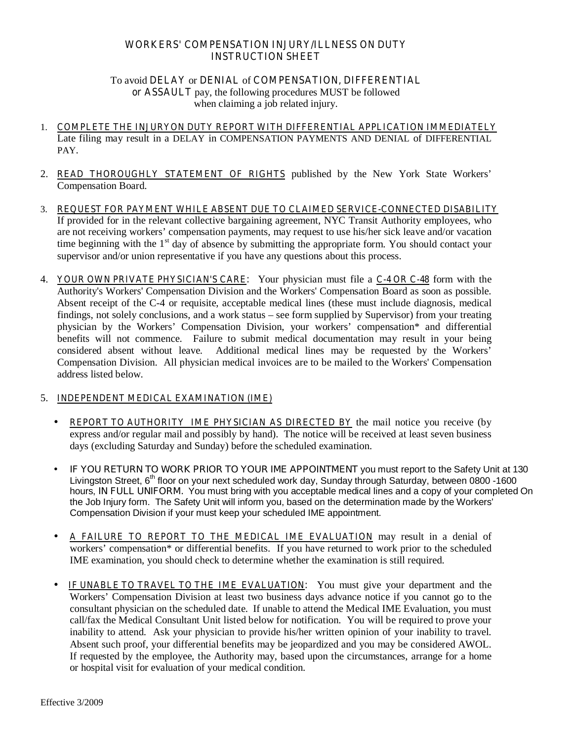# WORKERS' COMPENSATION INJURY/ILLNESS ON DUTY INSTRUCTION SHEET

To avoid DELAY or DENIAL of COMPENSATION, DIFFERENTIAL or ASSAULT pay, the following procedures MUST be followed when claiming a job related injury.

1. COMPLETE THE INJURY ON DUTY REPORT WITH DIFFERENTIAL APPLICATION IMMEDIATELY
   Late filing may result in a DELAY in COMPENSATION PAYMENTS AND DENIAL of DIFFERENTIAL PAY.

2. READ THOROUGHLY STATEMENT OF RIGHTS published by the New York State Workers' Compensation Board.

3. REQUEST FOR PAYMENT WHILE ABSENT DUE TO CLAIMED SERVICE-CONNECTED DISABILITY
   If provided for in the relevant collective bargaining agreement, NYC Transit Authority employees, who are not receiving workers' compensation payments, may request to use his/her sick leave and/or vacation time beginning with the 1st day of absence by submitting the appropriate form. You should contact your supervisor and/or union representative if you have any questions about this process.

4. YOUR OWN PRIVATE PHYSICIAN'S CARE: Your physician must file a C-4 OR C-48 form with the Authority's Workers' Compensation Division and the Workers' Compensation Board as soon as possible. Absent receipt of the C-4 or requisite, acceptable medical lines (these must include diagnosis, medical findings, not solely conclusions, and a work status – see form supplied by Supervisor) from your treating physician by the Workers' Compensation Division, your workers' compensation* and differential benefits will not commence. Failure to submit medical documentation may result in your being considered absent without leave. Additional medical lines may be requested by the Workers' Compensation Division. All physician medical invoices are to be mailed to the Workers' Compensation address listed below.

5. INDEPENDENT MEDICAL EXAMINATION (IME)
   - REPORT TO AUTHORITY IME PHYSICIAN AS DIRECTED BY the mail notice you receive (by express and/or regular mail and possibly by hand). The notice will be received at least seven business days (excluding Saturday and Sunday) before the scheduled examination.
   - IF YOU RETURN TO WORK PRIOR TO YOUR IME APPOINTMENT you must report to the Safety Unit at 130 Livingston Street, 6th floor on your next scheduled work day, Sunday through Saturday, between 0800 -1600 hours, IN FULL UNIFORM. You must bring with you acceptable medical lines and a copy of your completed On the Job Injury form. The Safety Unit will inform you, based on the determination made by the Workers' Compensation Division if your must keep your scheduled IME appointment.
   - A FAILURE TO REPORT TO THE MEDICAL IME EVALUATION may result in a denial of workers' compensation* or differential benefits. If you have returned to work prior to the scheduled IME examination, you should check to determine whether the examination is still required.
   - IF UNABLE TO TRAVEL TO THE IME EVALUATION: You must give your department and the Workers' Compensation Division at least two business days advance notice if you cannot go to the consultant physician on the scheduled date. If unable to attend the Medical IME Evaluation, you must call/fax the Medical Consultant Unit listed below for notification. You will be required to prove your inability to attend. Ask your physician to provide his/her written opinion of your inability to travel. Absent such proof, your differential benefits may be jeopardized and you may be considered AWOL. If requested by the employee, the Authority may, based upon the circumstances, arrange for a home or hospital visit for evaluation of your medical condition.

Effective 3/2009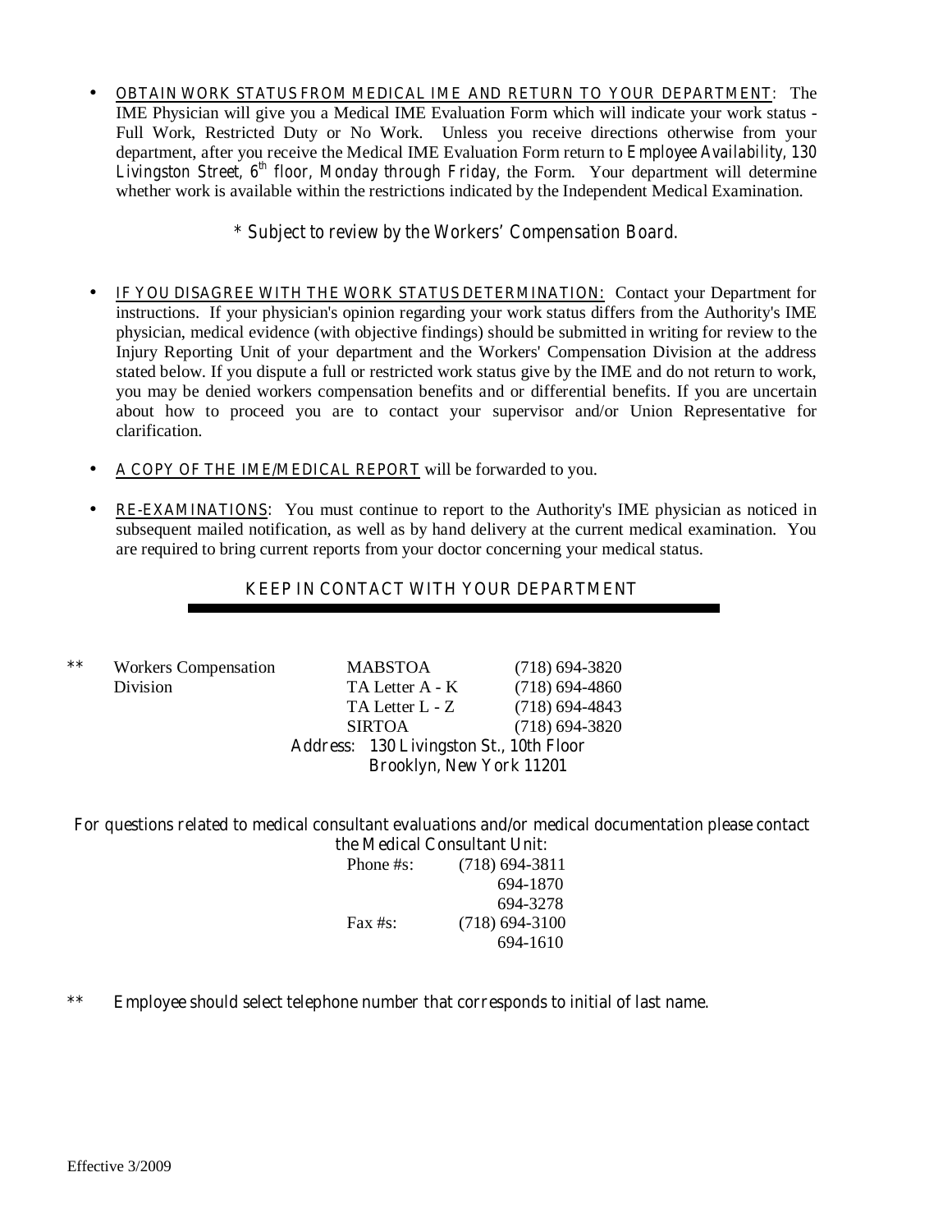- <u>OBTAIN WORK STATUS FROM MEDICAL IME AND RETURN TO YOUR DEPARTMENT</u>: The IME Physician will give you a Medical IME Evaluation Form which will indicate your work status - Full Work, Restricted Duty or No Work. Unless you receive directions otherwise from your department, after you receive the Medical IME Evaluation Form return to *Employee Availability, 130 Livingston Street, 6th floor, Monday through Friday*, the Form. Your department will determine whether work is available within the restrictions indicated by the Independent Medical Examination.

*\* Subject to review by the Workers' Compensation Board.*

- <u>IF YOU DISAGREE WITH THE WORK STATUS DETERMINATION:</u> Contact your Department for instructions. If your physician's opinion regarding your work status differs from the Authority's IME physician, medical evidence (with objective findings) should be submitted in writing for review to the Injury Reporting Unit of your department and the Workers' Compensation Division at the address stated below. If you dispute a full or restricted work status give by the IME and do not return to work, you may be denied workers compensation benefits and or differential benefits. If you are uncertain about how to proceed you are to contact your supervisor and/or Union Representative for clarification.

- <u>A COPY OF THE IME/MEDICAL REPORT</u> will be forwarded to you.

- <u>RE-EXAMINATIONS</u>: You must continue to report to the Authority's IME physician as noticed in subsequent mailed notification, as well as by hand delivery at the current medical examination. You are required to bring current reports from your doctor concerning your medical status.

KEEP IN CONTACT WITH YOUR DEPARTMENT

---

| ** | Workers Compensation Division | MABSTOA | (718) 694-3820 |
|---|---|---|---|
| | | TA Letter A - K | (718) 694-4860 |
| | | TA Letter L - Z | (718) 694-4843 |
| | | SIRTOA | (718) 694-3820 |

Address: 130 Livingston St., 10th Floor
Brooklyn, New York 11201

For questions related to medical consultant evaluations and/or medical documentation please contact the Medical Consultant Unit:

Phone #s: (718) 694-3811
694-1870
694-3278

Fax #s: (718) 694-3100
694-1610

** Employee should select telephone number that corresponds to initial of last name.

Effective 3/2009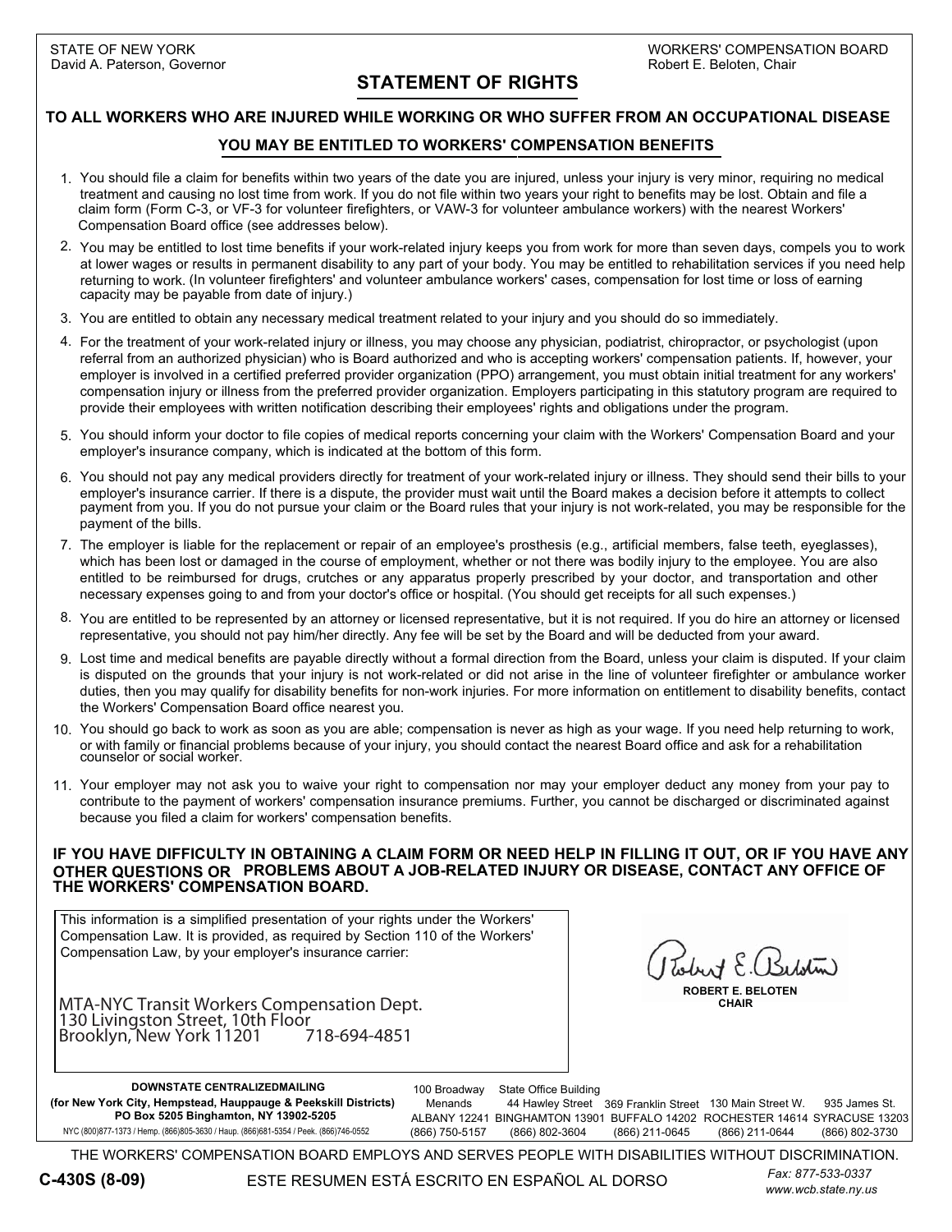STATE OF NEW YORK
David A. Paterson, Governor

WORKERS' COMPENSATION BOARD
Robert E. Beloten, Chair

# STATEMENT OF RIGHTS

## TO ALL WORKERS WHO ARE INJURED WHILE WORKING OR WHO SUFFER FROM AN OCCUPATIONAL DISEASE

## YOU MAY BE ENTITLED TO WORKERS' COMPENSATION BENEFITS

1. You should file a claim for benefits within two years of the date you are injured, unless your injury is very minor, requiring no medical treatment and causing no lost time from work. If you do not file within two years your right to benefits may be lost. Obtain and file a claim form (Form C-3, or VF-3 for volunteer firefighters, or VAW-3 for volunteer ambulance workers) with the nearest Workers' Compensation Board office (see addresses below).
2. You may be entitled to lost time benefits if your work-related injury keeps you from work for more than seven days, compels you to work at lower wages or results in permanent disability to any part of your body. You may be entitled to rehabilitation services if you need help returning to work. (In volunteer firefighters' and volunteer ambulance workers' cases, compensation for lost time or loss of earning capacity may be payable from date of injury.)
3. You are entitled to obtain any necessary medical treatment related to your injury and you should do so immediately.
4. For the treatment of your work-related injury or illness, you may choose any physician, podiatrist, chiropractor, or psychologist (upon referral from an authorized physician) who is Board authorized and who is accepting workers' compensation patients. If, however, your employer is involved in a certified preferred provider organization (PPO) arrangement, you must obtain initial treatment for any workers' compensation injury or illness from the preferred provider organization. Employers participating in this statutory program are required to provide their employees with written notification describing their employees' rights and obligations under the program.
5. You should inform your doctor to file copies of medical reports concerning your claim with the Workers' Compensation Board and your employer's insurance company, which is indicated at the bottom of this form.
6. You should not pay any medical providers directly for treatment of your work-related injury or illness. They should send their bills to your employer's insurance carrier. If there is a dispute, the provider must wait until the Board makes a decision before it attempts to collect payment from you. If you do not pursue your claim or the Board rules that your injury is not work-related, you may be responsible for the payment of the bills.
7. The employer is liable for the replacement or repair of an employee's prosthesis (e.g., artificial members, false teeth, eyeglasses), which has been lost or damaged in the course of employment, whether or not there was bodily injury to the employee. You are also entitled to be reimbursed for drugs, crutches or any apparatus properly prescribed by your doctor, and transportation and other necessary expenses going to and from your doctor's office or hospital. (You should get receipts for all such expenses.)
8. You are entitled to be represented by an attorney or licensed representative, but it is not required. If you do hire an attorney or licensed representative, you should not pay him/her directly. Any fee will be set by the Board and will be deducted from your award.
9. Lost time and medical benefits are payable directly without a formal direction from the Board, unless your claim is disputed. If your claim is disputed on the grounds that your injury is not work-related or did not arise in the line of volunteer firefighter or ambulance worker duties, then you may qualify for disability benefits for non-work injuries. For more information on entitlement to disability benefits, contact the Workers' Compensation Board office nearest you.
10. You should go back to work as soon as you are able; compensation is never as high as your wage. If you need help returning to work, or with family or financial problems because of your injury, you should contact the nearest Board office and ask for a rehabilitation counselor or social worker.
11. Your employer may not ask you to waive your right to compensation nor may your employer deduct any money from your pay to contribute to the payment of workers' compensation insurance premiums. Further, you cannot be discharged or discriminated against because you filed a claim for workers' compensation benefits.

**IF YOU HAVE DIFFICULTY IN OBTAINING A CLAIM FORM OR NEED HELP IN FILLING IT OUT, OR IF YOU HAVE ANY OTHER QUESTIONS OR PROBLEMS ABOUT A JOB-RELATED INJURY OR DISEASE, CONTACT ANY OFFICE OF THE WORKERS' COMPENSATION BOARD.**

This information is a simplified presentation of your rights under the Workers' Compensation Law. It is provided, as required by Section 110 of the Workers' Compensation Law, by your employer's insurance carrier:

MTA-NYC Transit Workers Compensation Dept.
130 Livingston Street, 10th Floor
Brooklyn, New York 11201 718-694-4851

Robert E. Beloten
**ROBERT E. BELOTEN**
**CHAIR**

**DOWNSTATE CENTRALIZEDMAILING**
**(for New York City, Hempstead, Hauppauge & Peekskill Districts)**
**PO Box 5205 Binghamton, NY 13902-5205**
NYC (800)877-1373 / Hemp. (866)805-3630 / Haup. (866)681-5354 / Peek. (866)746-0552

| ALBANY | BINGHAMTON | BUFFALO | ROCHESTER | SYRACUSE |
|---|---|---|---|---|
| 100 Broadway Menands | State Office Building 44 Hawley Street | 369 Franklin Street | 130 Main Street W. | 935 James St. |
| ALBANY 12241 | BINGHAMTON 13901 | BUFFALO 14202 | ROCHESTER 14614 | SYRACUSE 13203 |
| (866) 750-5157 | (866) 802-3604 | (866) 211-0645 | (866) 211-0644 | (866) 802-3730 |

THE WORKERS' COMPENSATION BOARD EMPLOYS AND SERVES PEOPLE WITH DISABILITIES WITHOUT DISCRIMINATION.

**C-430S (8-09)**

ESTE RESUMEN ESTÁ ESCRITO EN ESPAÑOL AL DORSO

Fax: 877-533-0337
www.wcb.state.ny.us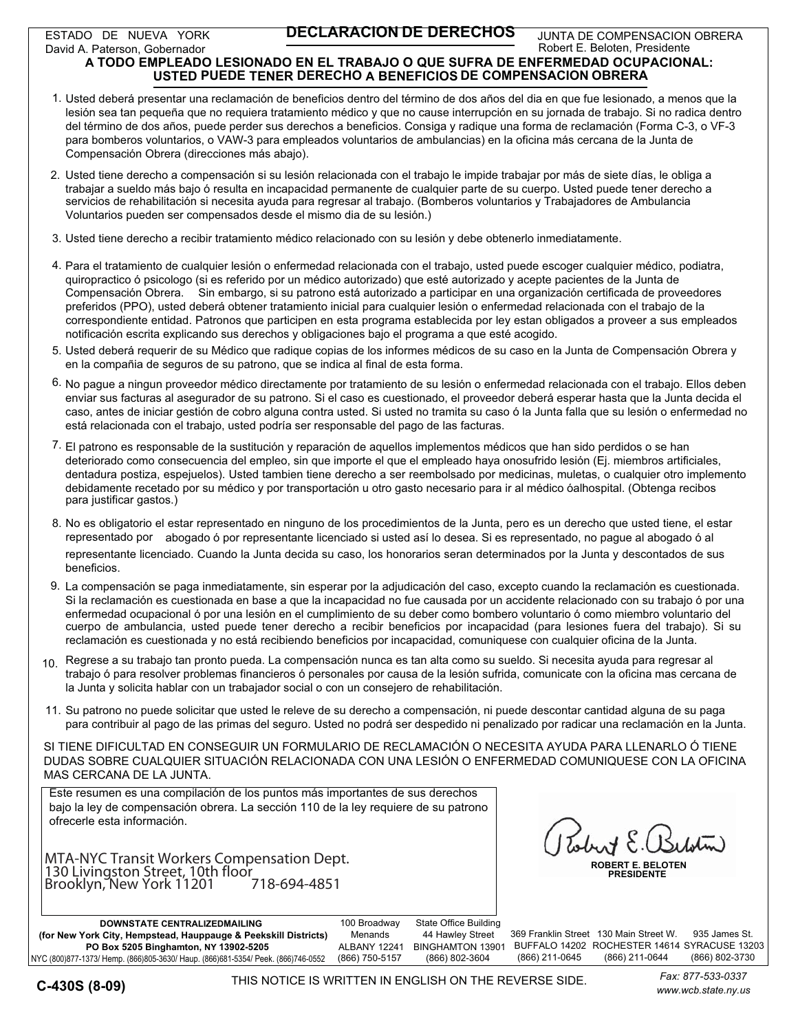ESTADO DE NUEVA YORK
David A. Paterson, Gobernador

# DECLARACION DE DERECHOS

JUNTA DE COMPENSACION OBRERA
Robert E. Beloten, Presidente

## A TODO EMPLEADO LESIONADO EN EL TRABAJO O QUE SUFRA DE ENFERMEDAD OCUPACIONAL: USTED PUEDE TENER DERECHO A BENEFICIOS DE COMPENSACION OBRERA

1. Usted deberá presentar una reclamación de beneficios dentro del término de dos años del dia en que fue lesionado, a menos que la lesión sea tan pequeña que no requiera tratamiento médico y que no cause interrupción en su jornada de trabajo. Si no radica dentro del término de dos años, puede perder sus derechos a beneficios. Consiga y radique una forma de reclamación (Forma C-3, o VF-3 para bomberos voluntarios, o VAW-3 para empleados voluntarios de ambulancias) en la oficina más cercana de la Junta de Compensación Obrera (direcciones más abajo).
2. Usted tiene derecho a compensación si su lesión relacionada con el trabajo le impide trabajar por más de siete días, le obliga a trabajar a sueldo más bajo ó resulta en incapacidad permanente de cualquier parte de su cuerpo. Usted puede tener derecho a servicios de rehabilitación si necesita ayuda para regresar al trabajo. (Bomberos voluntarios y Trabajadores de Ambulancia Voluntarios pueden ser compensados desde el mismo dia de su lesión.)
3. Usted tiene derecho a recibir tratamiento médico relacionado con su lesión y debe obtenerlo inmediatamente.
4. Para el tratamiento de cualquier lesión o enfermedad relacionada con el trabajo, usted puede escoger cualquier médico, podiatra, quiropractico ó psicologo (si es referido por un médico autorizado) que esté autorizado y acepte pacientes de la Junta de Compensación Obrera. Sin embargo, si su patrono está autorizado a participar en una organización certificada de proveedores preferidos (PPO), usted deberá obtener tratamiento inicial para cualquier lesión o enfermedad relacionada con el trabajo de la correspondiente entidad. Patronos que participen en esta programa establecida por ley estan obligados a proveer a sus empleados notificación escrita explicando sus derechos y obligaciones bajo el programa a que esté acogido.
5. Usted deberá requerir de su Médico que radique copias de los informes médicos de su caso en la Junta de Compensación Obrera y en la compañia de seguros de su patrono, que se indica al final de esta forma.
6. No pague a ningun proveedor médico directamente por tratamiento de su lesión o enfermedad relacionada con el trabajo. Ellos deben enviar sus facturas al asegurador de su patrono. Si el caso es cuestionado, el proveedor deberá esperar hasta que la Junta decida el caso, antes de iniciar gestión de cobro alguna contra usted. Si usted no tramita su caso ó la Junta falla que su lesión o enfermedad no está relacionada con el trabajo, usted podría ser responsable del pago de las facturas.
7. El patrono es responsable de la sustitución y reparación de aquellos implementos médicos que han sido perdidos o se han deteriorado como consecuencia del empleo, sin que importe el que el empleado haya onosufrido lesión (Ej. miembros artificiales, dentadura postiza, espejuelos). Usted tambien tiene derecho a ser reembolsado por medicinas, muletas, o cualquier otro implemento debidamente recetado por su médico y por transportación u otro gasto necesario para ir al médico óalhospital. (Obtenga recibos para justificar gastos.)
8. No es obligatorio el estar representado en ninguno de los procedimientos de la Junta, pero es un derecho que usted tiene, el estar representado por abogado ó por representante licenciado si usted así lo desea. Si es representado, no pague al abogado ó al representante licenciado. Cuando la Junta decida su caso, los honorarios seran determinados por la Junta y descontados de sus beneficios.
9. La compensación se paga inmediatamente, sin esperar por la adjudicación del caso, excepto cuando la reclamación es cuestionada. Si la reclamación es cuestionada en base a que la incapacidad no fue causada por un accidente relacionado con su trabajo ó por una enfermedad ocupacional ó por una lesión en el cumplimiento de su deber como bombero voluntario ó como miembro voluntario del cuerpo de ambulancia, usted puede tener derecho a recibir beneficios por incapacidad (para lesiones fuera del trabajo). Si su reclamación es cuestionada y no está recibiendo beneficios por incapacidad, comuniquese con cualquier oficina de la Junta.
10. Regrese a su trabajo tan pronto pueda. La compensación nunca es tan alta como su sueldo. Si necesita ayuda para regresar al trabajo ó para resolver problemas financieros ó personales por causa de la lesión sufrida, comunicate con la oficina mas cercana de la Junta y solicita hablar con un trabajador social o con un consejero de rehabilitación.
11. Su patrono no puede solicitar que usted le releve de su derecho a compensación, ni puede descontar cantidad alguna de su paga para contribuir al pago de las primas del seguro. Usted no podrá ser despedido ni penalizado por radicar una reclamación en la Junta.

SI TIENE DIFICULTAD EN CONSEGUIR UN FORMULARIO DE RECLAMACIÓN O NECESITA AYUDA PARA LLENARLO Ó TIENE DUDAS SOBRE CUALQUIER SITUACIÓN RELACIONADA CON UNA LESIÓN O ENFERMEDAD COMUNIQUESE CON LA OFICINA MAS CERCANA DE LA JUNTA.

Este resumen es una compilación de los puntos más importantes de sus derechos bajo la ley de compensación obrera. La sección 110 de la ley requiere de su patrono ofrecerle esta información.

MTA-NYC Transit Workers Compensation Dept.
130 Livingston Street, 10th floor
Brooklyn, New York 11201 718-694-4851

ROBERT E. BELOTEN
PRESIDENTE

| DOWNSTATE CENTRALIZEDMAILING (for New York City, Hempstead, Hauppauge & Peekskill Districts) PO Box 5205 Binghamton, NY 13902-5205 | 100 Broadway Menands ALBANY 12241 | State Office Building 44 Hawley Street BINGHAMTON 13901 | 369 Franklin Street BUFFALO 14202 | 130 Main Street W. ROCHESTER 14614 | 935 James St. SYRACUSE 13203 |
| --- | --- | --- | --- | --- | --- |
| NYC (800)877-1373/ Hemp. (866)805-3630/ Haup. (866)681-5354/ Peek. (866)746-0552 | (866) 750-5157 | (866) 802-3604 | (866) 211-0645 | (866) 211-0644 | (866) 802-3730 |

C-430S (8-09)

THIS NOTICE IS WRITTEN IN ENGLISH ON THE REVERSE SIDE.

*Fax: 877-533-0337*
*www.wcb.state.ny.us*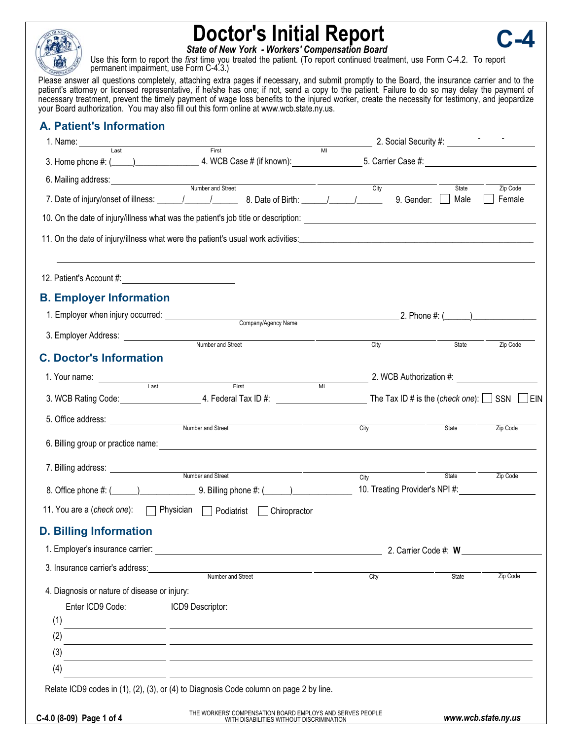# Doctor's Initial Report

**C-4**

***State of New York - Workers' Compensation Board***

Use this form to report the *first* time you treated the patient. (To report continued treatment, use Form C-4.2. To report permanent impairment, use Form C-4.3.)

Please answer all questions completely, attaching extra pages if necessary, and submit promptly to the Board, the insurance carrier and to the patient's attorney or licensed representative, if he/she has one; if not, send a copy to the patient. Failure to do so may delay the payment of necessary treatment, prevent the timely payment of wage loss benefits to the injured worker, create the necessity for testimony, and jeopardize your Board authorization. You may also fill out this form online at www.wcb.state.ny.us.

## A. Patient's Information

1. Name: ______________ (Last) ______________ (First) ____ (MI) 2. Social Security #: ____-____-____
3. Home phone #: (_____)______________ 4. WCB Case # (if known):______________ 5. Carrier Case #:______________
6. Mailing address: ______________ (Number and Street) ______________ (City) ______ (State) ______ (Zip Code)
7. Date of injury/onset of illness: ______/______/______ 8. Date of Birth: ______/______/______ 9. Gender: ☐ Male ☐ Female
10. On the date of injury/illness what was the patient's job title or description: ______________
11. On the date of injury/illness what were the patient's usual work activities:______________
12. Patient's Account #:______________

## B. Employer Information

1. Employer when injury occurred: ______________ (Company/Agency Name) 2. Phone #: (______)______________
3. Employer Address: ______________ (Number and Street) ______________ (City) ______ (State) ______ (Zip Code)

## C. Doctor's Information

1. Your name: ______________ (Last) ______________ (First) ____ (MI) 2. WCB Authorization #: ______________
3. WCB Rating Code:______________ 4. Federal Tax ID #: ______________ The Tax ID # is the (*check one*): ☐ SSN ☐ EIN
5. Office address: ______________ (Number and Street) ______________ (City) ______ (State) ______ (Zip Code)
6. Billing group or practice name: ______________
7. Billing address: ______________ (Number and Street) ______________ (City) ______ (State) ______ (Zip Code)
8. Office phone #: (______)______________ 9. Billing phone #: (______)______________ 10. Treating Provider's NPI #:______________
11. You are a (*check one*): ☐ Physician ☐ Podiatrist ☐ Chiropractor

## D. Billing Information

1. Employer's insurance carrier: ______________ 2. Carrier Code #: **W**______________
3. Insurance carrier's address:______________ (Number and Street) ______________ (City) ______ (State) ______ (Zip Code)
4. Diagnosis or nature of disease or injury:

| | Enter ICD9 Code: | ICD9 Descriptor: |
|---|---|---|
| (1) | | |
| (2) | | |
| (3) | | |
| (4) | | |

Relate ICD9 codes in (1), (2), (3), or (4) to Diagnosis Code column on page 2 by line.

C-4.0 (8-09)

THE WORKERS' COMPENSATION BOARD EMPLOYS AND SERVES PEOPLE WITH DISABILITIES WITHOUT DISCRIMINATION

*www.wcb.state.ny.us*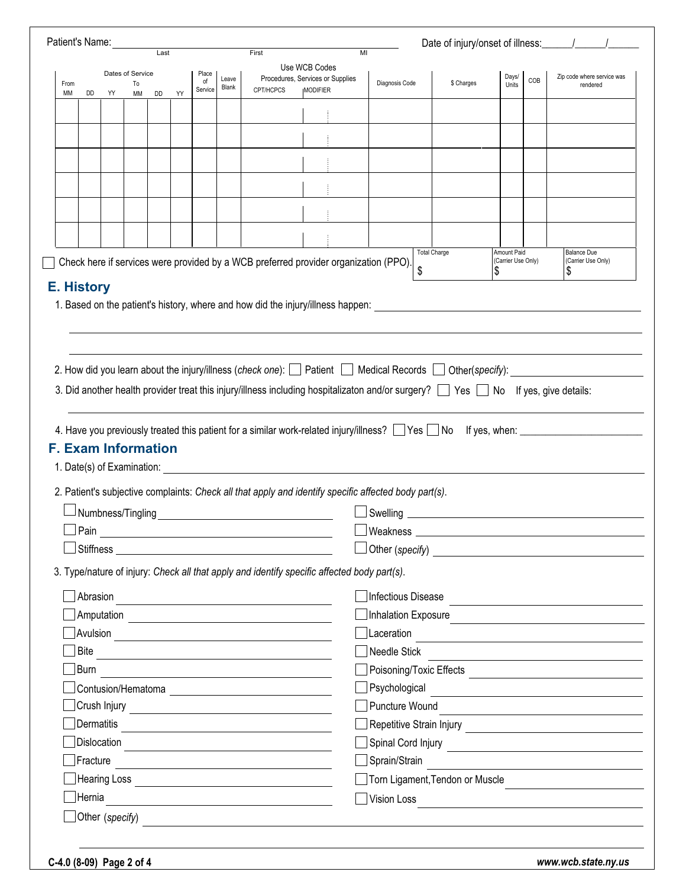Patient's Name: ______________________________ Date of injury/onset of illness: ______/______/______
Last First MI

| Dates of Service | | | | | | Place of Service | Leave Blank | Use WCB Codes Procedures, Services or Supplies | | Diagnosis Code | $ Charges | Days/ Units | COB | Zip code where service was rendered |
|---|---|---|---|---|---|---|---|---|---|---|---|---|---|---|
| From | | | To | | | | | CPT/HCPCS | MODIFIER | | | | | |
| MM | DD | YY | MM | DD | YY | | | | | | | | | |
| | | | | | | | | | | | | | | |
| | | | | | | | | | | | | | | |
| | | | | | | | | | | | | | | |
| | | | | | | | | | | | | | | |
| | | | | | | | | | | | | | | |
| | | | | | | | | | | | | | | |

☐ Check here if services were provided by a WCB preferred provider organization (PPO).

| Total Charge | Amount Paid (Carrier Use Only) | Balance Due (Carrier Use Only) |
|---|---|---|
| $ | $ | $ |

## E. History

1. Based on the patient's history, where and how did the injury/illness happen: ______________________________

2. How did you learn about the injury/illness (*check one*): ☐ Patient ☐ Medical Records ☐ Other(*specify*): ______________________________

3. Did another health provider treat this injury/illness including hospitalizaton and/or surgery? ☐ Yes ☐ No If yes, give details: ______________________________

4. Have you previously treated this patient for a similar work-related injury/illness? ☐ Yes ☐ No If yes, when: ______________________________

## F. Exam Information

1. Date(s) of Examination: ______________________________

2. Patient's subjective complaints: *Check all that apply and identify specific affected body part(s).*

- ☐ Numbness/Tingling ______________________________
- ☐ Pain ______________________________
- ☐ Stiffness ______________________________
- ☐ Swelling ______________________________
- ☐ Weakness ______________________________
- ☐ Other (*specify*) ______________________________

3. Type/nature of injury: *Check all that apply and identify specific affected body part(s).*

- ☐ Abrasion ______________________________
- ☐ Amputation ______________________________
- ☐ Avulsion ______________________________
- ☐ Bite ______________________________
- ☐ Burn ______________________________
- ☐ Contusion/Hematoma ______________________________
- ☐ Crush Injury ______________________________
- ☐ Dermatitis ______________________________
- ☐ Dislocation ______________________________
- ☐ Fracture ______________________________
- ☐ Hearing Loss ______________________________
- ☐ Hernia ______________________________
- ☐ Infectious Disease ______________________________
- ☐ Inhalation Exposure ______________________________
- ☐ Laceration ______________________________
- ☐ Needle Stick ______________________________
- ☐ Poisoning/Toxic Effects ______________________________
- ☐ Psychological ______________________________
- ☐ Puncture Wound ______________________________
- ☐ Repetitive Strain Injury ______________________________
- ☐ Spinal Cord Injury ______________________________
- ☐ Sprain/Strain ______________________________
- ☐ Torn Ligament,Tendon or Muscle ______________________________
- ☐ Vision Loss ______________________________
- ☐ Other (*specify*) ______________________________

C-4.0 (8-09) Page 2 of 4 www.wcb.state.ny.us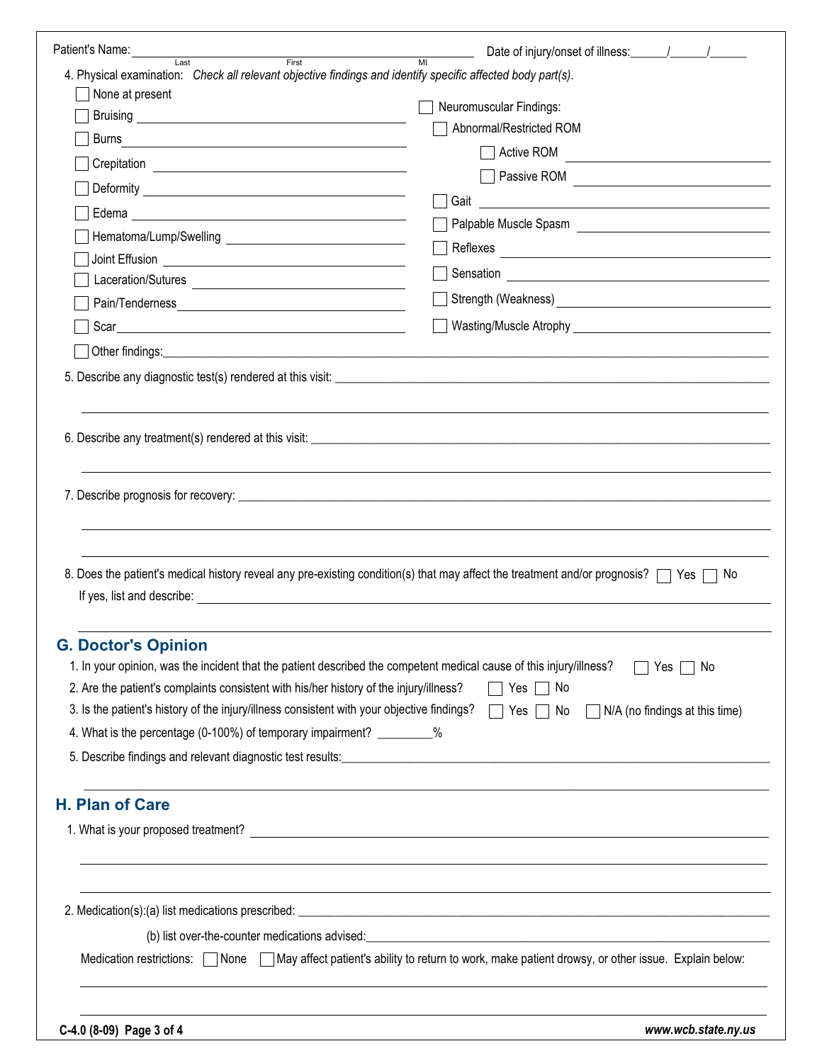Patient's Name: ______________________________ (Last, First, MI) Date of injury/onset of illness: ____/____/____

4. Physical examination: *Check all relevant objective findings and identify specific affected body part(s).*

- ☐ None at present
- ☐ Bruising ____________
- ☐ Burns ____________
- ☐ Crepitation ____________
- ☐ Deformity ____________
- ☐ Edema ____________
- ☐ Hematoma/Lump/Swelling ____________
- ☐ Joint Effusion ____________
- ☐ Laceration/Sutures ____________
- ☐ Pain/Tenderness ____________
- ☐ Scar ____________
- ☐ Neuromuscular Findings:
  - ☐ Abnormal/Restricted ROM
    - ☐ Active ROM ____________
    - ☐ Passive ROM ____________
  - ☐ Gait ____________
  - ☐ Palpable Muscle Spasm ____________
  - ☐ Reflexes ____________
  - ☐ Sensation ____________
  - ☐ Strength (Weakness) ____________
  - ☐ Wasting/Muscle Atrophy ____________
- ☐ Other findings: ____________

5. Describe any diagnostic test(s) rendered at this visit: ____________

6. Describe any treatment(s) rendered at this visit: ____________

7. Describe prognosis for recovery: ____________

8. Does the patient's medical history reveal any pre-existing condition(s) that may affect the treatment and/or prognosis? ☐ Yes ☐ No

   If yes, list and describe: ____________

## G. Doctor's Opinion

1. In your opinion, was the incident that the patient described the competent medical cause of this injury/illness? ☐ Yes ☐ No
2. Are the patient's complaints consistent with his/her history of the injury/illness? ☐ Yes ☐ No
3. Is the patient's history of the injury/illness consistent with your objective findings? ☐ Yes ☐ No ☐ N/A (no findings at this time)
4. What is the percentage (0-100%) of temporary impairment? ________%
5. Describe findings and relevant diagnostic test results: ____________

## H. Plan of Care

1. What is your proposed treatment? ____________

2. Medication(s): (a) list medications prescribed: ____________

   (b) list over-the-counter medications advised: ____________

   Medication restrictions: ☐ None ☐ May affect patient's ability to return to work, make patient drowsy, or other issue. Explain below:

   ____________

C-4.0 (8-09) www.wcb.state.ny.us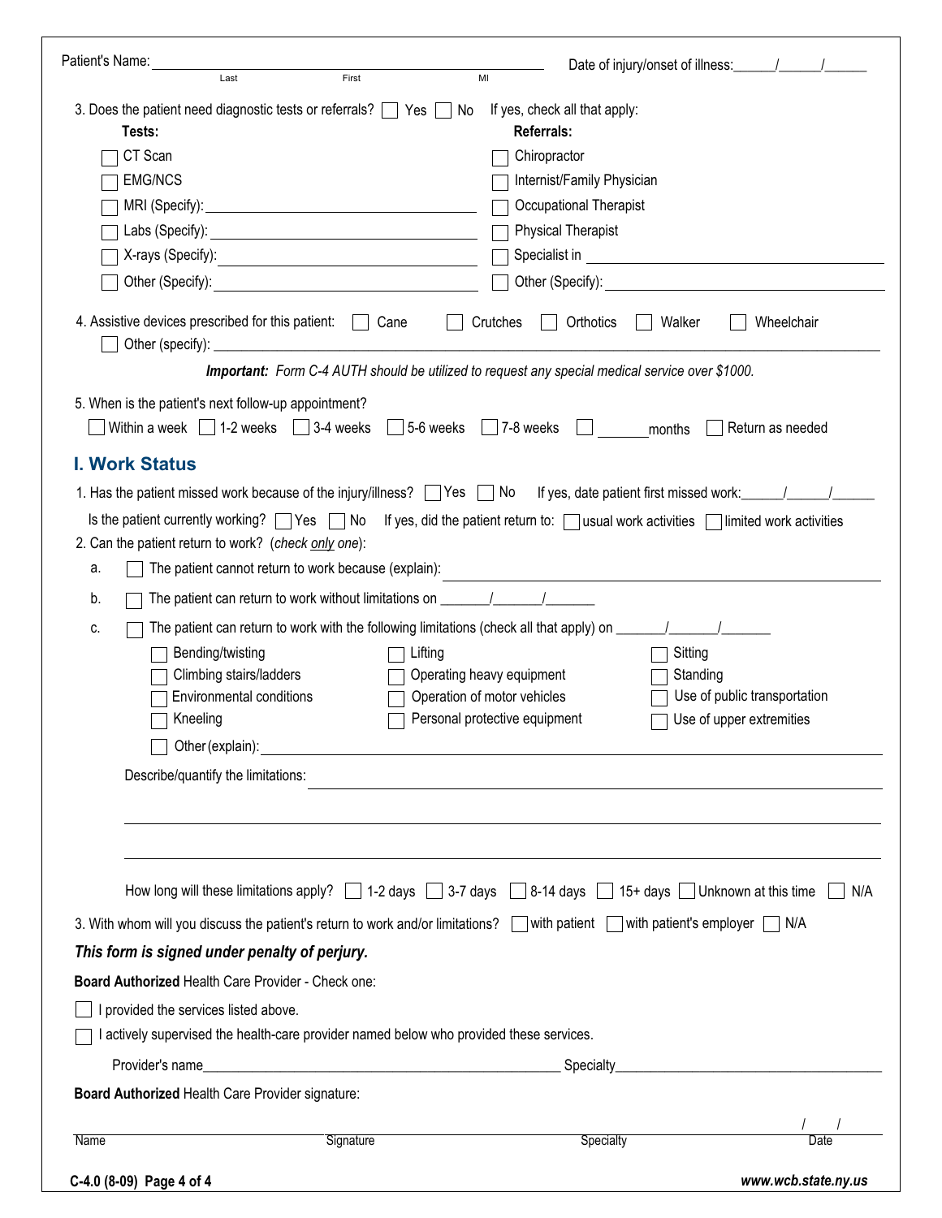Patient's Name: ______________________________ Date of injury/onset of illness: _____/_____/_____
Last First MI

3. Does the patient need diagnostic tests or referrals? ☐ Yes ☐ No If yes, check all that apply:

| **Tests:** | **Referrals:** |
|---|---|
| ☐ CT Scan | ☐ Chiropractor |
| ☐ EMG/NCS | ☐ Internist/Family Physician |
| ☐ MRI (Specify): ____________ | ☐ Occupational Therapist |
| ☐ Labs (Specify): ____________ | ☐ Physical Therapist |
| ☐ X-rays (Specify): ____________ | ☐ Specialist in ____________ |
| ☐ Other (Specify): ____________ | ☐ Other (Specify): ____________ |

4. Assistive devices prescribed for this patient: ☐ Cane ☐ Crutches ☐ Orthotics ☐ Walker ☐ Wheelchair
☐ Other (specify): ______________________________

***Important:** Form C-4 AUTH should be utilized to request any special medical service over $1000.*

5. When is the patient's next follow-up appointment?
☐ Within a week ☐ 1-2 weeks ☐ 3-4 weeks ☐ 5-6 weeks ☐ 7-8 weeks ☐ _______ months ☐ Return as needed

## I. Work Status

1. Has the patient missed work because of the injury/illness? ☐ Yes ☐ No If yes, date patient first missed work: _____/_____/_____

Is the patient currently working? ☐ Yes ☐ No If yes, did the patient return to: ☐ usual work activities ☐ limited work activities

2. Can the patient return to work? (*check only one*):

a. ☐ The patient cannot return to work because (explain): ______________________________

b. ☐ The patient can return to work without limitations on _______/_______/_______

c. ☐ The patient can return to work with the following limitations (check all that apply) on _______/_______/_______

| | | |
|---|---|---|
| ☐ Bending/twisting | ☐ Lifting | ☐ Sitting |
| ☐ Climbing stairs/ladders | ☐ Operating heavy equipment | ☐ Standing |
| ☐ Environmental conditions | ☐ Operation of motor vehicles | ☐ Use of public transportation |
| ☐ Kneeling | ☐ Personal protective equipment | ☐ Use of upper extremities |

☐ Other (explain): ______________________________

Describe/quantify the limitations: ______________________________

______________________________

______________________________

How long will these limitations apply? ☐ 1-2 days ☐ 3-7 days ☐ 8-14 days ☐ 15+ days ☐ Unknown at this time ☐ N/A

3. With whom will you discuss the patient's return to work and/or limitations? ☐ with patient ☐ with patient's employer ☐ N/A

***This form is signed under penalty of perjury.***

**Board Authorized** Health Care Provider - Check one:

☐ I provided the services listed above.

☐ I actively supervised the health-care provider named below who provided these services.

Provider's name ______________________________ Specialty ______________________________

**Board Authorized** Health Care Provider signature:

______________________________ / /
Name Signature Specialty Date

C-4.0 (8-09) www.wcb.state.ny.us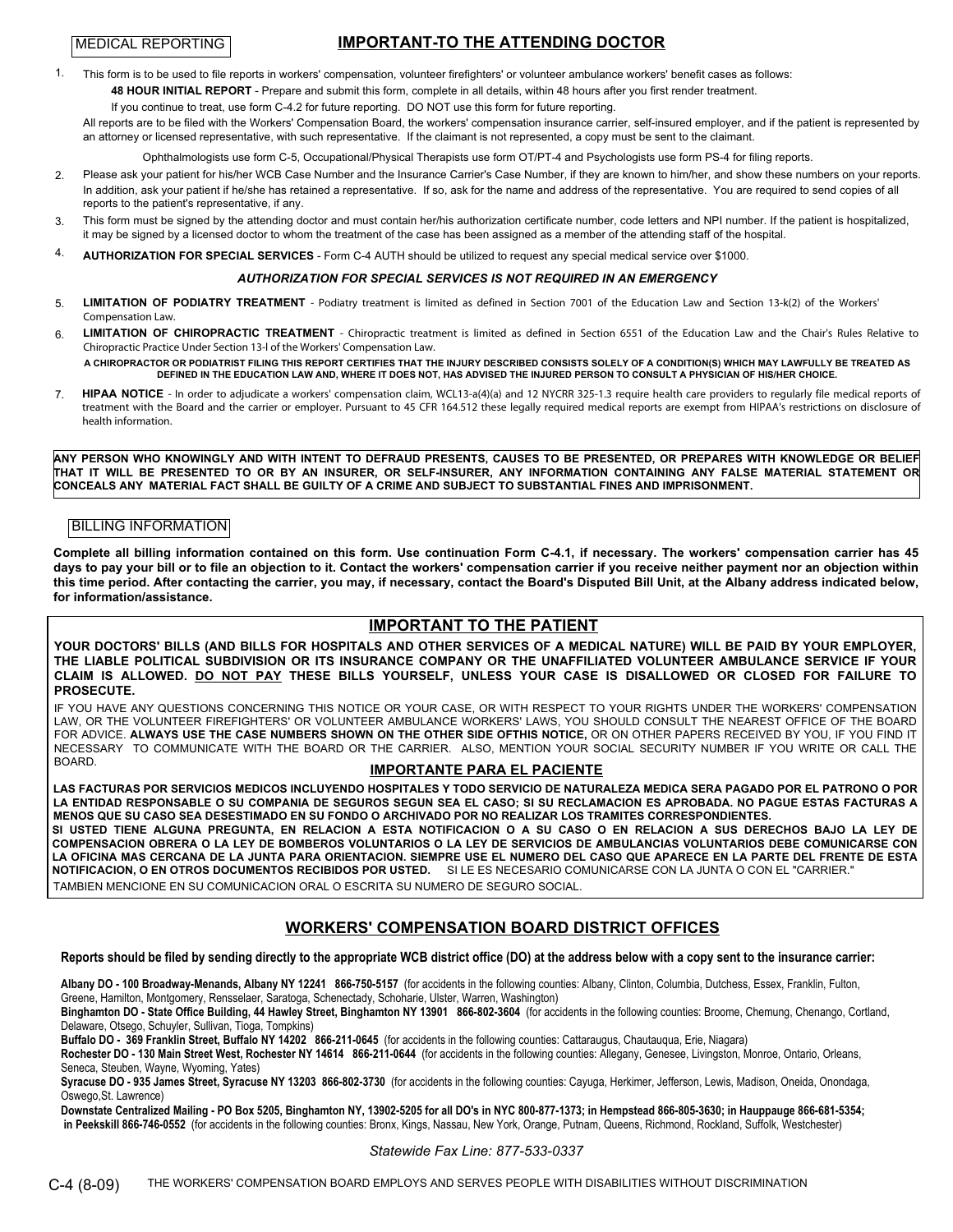MEDICAL REPORTING

## IMPORTANT-TO THE ATTENDING DOCTOR

1. This form is to be used to file reports in workers' compensation, volunteer firefighters' or volunteer ambulance workers' benefit cases as follows:

   **48 HOUR INITIAL REPORT** - Prepare and submit this form, complete in all details, within 48 hours after you first render treatment.

   If you continue to treat, use form C-4.2 for future reporting. DO NOT use this form for future reporting.

   All reports are to be filed with the Workers' Compensation Board, the workers' compensation insurance carrier, self-insured employer, and if the patient is represented by an attorney or licensed representative, with such representative. If the claimant is not represented, a copy must be sent to the claimant.

   Ophthalmologists use form C-5, Occupational/Physical Therapists use form OT/PT-4 and Psychologists use form PS-4 for filing reports.

2. Please ask your patient for his/her WCB Case Number and the Insurance Carrier's Case Number, if they are known to him/her, and show these numbers on your reports. In addition, ask your patient if he/she has retained a representative. If so, ask for the name and address of the representative. You are required to send copies of all reports to the patient's representative, if any.

3. This form must be signed by the attending doctor and must contain her/his authorization certificate number, code letters and NPI number. If the patient is hospitalized, it may be signed by a licensed doctor to whom the treatment of the case has been assigned as a member of the attending staff of the hospital.

4. **AUTHORIZATION FOR SPECIAL SERVICES** - Form C-4 AUTH should be utilized to request any special medical service over $1000.

   ***AUTHORIZATION FOR SPECIAL SERVICES IS NOT REQUIRED IN AN EMERGENCY***

5. **LIMITATION OF PODIATRY TREATMENT** - Podiatry treatment is limited as defined in Section 7001 of the Education Law and Section 13-k(2) of the Workers' Compensation Law.

6. **LIMITATION OF CHIROPRACTIC TREATMENT** - Chiropractic treatment is limited as defined in Section 6551 of the Education Law and the Chair's Rules Relative to Chiropractic Practice Under Section 13-l of the Workers' Compensation Law.

   **A CHIROPRACTOR OR PODIATRIST FILING THIS REPORT CERTIFIES THAT THE INJURY DESCRIBED CONSISTS SOLELY OF A CONDITION(S) WHICH MAY LAWFULLY BE TREATED AS DEFINED IN THE EDUCATION LAW AND, WHERE IT DOES NOT, HAS ADVISED THE INJURED PERSON TO CONSULT A PHYSICIAN OF HIS/HER CHOICE.**

7. **HIPAA NOTICE** - In order to adjudicate a workers' compensation claim, WCL13-a(4)(a) and 12 NYCRR 325-1.3 require health care providers to regularly file medical reports of treatment with the Board and the carrier or employer. Pursuant to 45 CFR 164.512 these legally required medical reports are exempt from HIPAA's restrictions on disclosure of health information.

**ANY PERSON WHO KNOWINGLY AND WITH INTENT TO DEFRAUD PRESENTS, CAUSES TO BE PRESENTED, OR PREPARES WITH KNOWLEDGE OR BELIEF THAT IT WILL BE PRESENTED TO OR BY AN INSURER, OR SELF-INSURER, ANY INFORMATION CONTAINING ANY FALSE MATERIAL STATEMENT OR CONCEALS ANY MATERIAL FACT SHALL BE GUILTY OF A CRIME AND SUBJECT TO SUBSTANTIAL FINES AND IMPRISONMENT.**

BILLING INFORMATION

**Complete all billing information contained on this form. Use continuation Form C-4.1, if necessary. The workers' compensation carrier has 45 days to pay your bill or to file an objection to it. Contact the workers' compensation carrier if you receive neither payment nor an objection within this time period. After contacting the carrier, you may, if necessary, contact the Board's Disputed Bill Unit, at the Albany address indicated below, for information/assistance.**

## IMPORTANT TO THE PATIENT

**YOUR DOCTORS' BILLS (AND BILLS FOR HOSPITALS AND OTHER SERVICES OF A MEDICAL NATURE) WILL BE PAID BY YOUR EMPLOYER, THE LIABLE POLITICAL SUBDIVISION OR ITS INSURANCE COMPANY OR THE UNAFFILIATED VOLUNTEER AMBULANCE SERVICE IF YOUR CLAIM IS ALLOWED. DO NOT PAY THESE BILLS YOURSELF, UNLESS YOUR CASE IS DISALLOWED OR CLOSED FOR FAILURE TO PROSECUTE.**

IF YOU HAVE ANY QUESTIONS CONCERNING THIS NOTICE OR YOUR CASE, OR WITH RESPECT TO YOUR RIGHTS UNDER THE WORKERS' COMPENSATION LAW, OR THE VOLUNTEER FIREFIGHTERS' OR VOLUNTEER AMBULANCE WORKERS' LAWS, YOU SHOULD CONSULT THE NEAREST OFFICE OF THE BOARD FOR ADVICE. **ALWAYS USE THE CASE NUMBERS SHOWN ON THE OTHER SIDE OFTHIS NOTICE,** OR ON OTHER PAPERS RECEIVED BY YOU, IF YOU FIND IT NECESSARY TO COMMUNICATE WITH THE BOARD OR THE CARRIER. ALSO, MENTION YOUR SOCIAL SECURITY NUMBER IF YOU WRITE OR CALL THE BOARD.

## IMPORTANTE PARA EL PACIENTE

**LAS FACTURAS POR SERVICIOS MEDICOS INCLUYENDO HOSPITALES Y TODO SERVICIO DE NATURALEZA MEDICA SERA PAGADO POR EL PATRONO O POR LA ENTIDAD RESPONSABLE O SU COMPANIA DE SEGUROS SEGUN SEA EL CASO; SI SU RECLAMACION ES APROBADA. NO PAGUE ESTAS FACTURAS A MENOS QUE SU CASO SEA DESESTIMADO EN SU FONDO O ARCHIVADO POR NO REALIZAR LOS TRAMITES CORRESPONDIENTES.**

**SI USTED TIENE ALGUNA PREGUNTA, EN RELACION A ESTA NOTIFICACION O A SU CASO O EN RELACION A SUS DERECHOS BAJO LA LEY DE COMPENSACION OBRERA O LA LEY DE BOMBEROS VOLUNTARIOS O LA LEY DE SERVICIOS DE AMBULANCIAS VOLUNTARIOS DEBE COMUNICARSE CON LA OFICINA MAS CERCANA DE LA JUNTA PARA ORIENTACION. SIEMPRE USE EL NUMERO DEL CASO QUE APARECE EN LA PARTE DEL FRENTE DE ESTA NOTIFICACION, O EN OTROS DOCUMENTOS RECIBIDOS POR USTED.** SI LE ES NECESARIO COMUNICARSE CON LA JUNTA O CON EL "CARRIER." TAMBIEN MENCIONE EN SU COMUNICACION ORAL O ESCRITA SU NUMERO DE SEGURO SOCIAL.

## WORKERS' COMPENSATION BOARD DISTRICT OFFICES

**Reports should be filed by sending directly to the appropriate WCB district office (DO) at the address below with a copy sent to the insurance carrier:**

**Albany DO - 100 Broadway-Menands, Albany NY 12241 866-750-5157** (for accidents in the following counties: Albany, Clinton, Columbia, Dutchess, Essex, Franklin, Fulton, Greene, Hamilton, Montgomery, Rensselaer, Saratoga, Schenectady, Schoharie, Ulster, Warren, Washington)

**Binghamton DO - State Office Building, 44 Hawley Street, Binghamton NY 13901 866-802-3604** (for accidents in the following counties: Broome, Chemung, Chenango, Cortland, Delaware, Otsego, Schuyler, Sullivan, Tioga, Tompkins)

**Buffalo DO - 369 Franklin Street, Buffalo NY 14202 866-211-0645** (for accidents in the following counties: Cattaraugus, Chautauqua, Erie, Niagara)

**Rochester DO - 130 Main Street West, Rochester NY 14614 866-211-0644** (for accidents in the following counties: Allegany, Genesee, Livingston, Monroe, Ontario, Orleans, Seneca, Steuben, Wayne, Wyoming, Yates)

**Syracuse DO - 935 James Street, Syracuse NY 13203 866-802-3730** (for accidents in the following counties: Cayuga, Herkimer, Jefferson, Lewis, Madison, Oneida, Onondaga, Oswego,St. Lawrence)

**Downstate Centralized Mailing - PO Box 5205, Binghamton NY, 13902-5205 for all DO's in NYC 800-877-1373; in Hempstead 866-805-3630; in Hauppauge 866-681-5354; in Peekskill 866-746-0552** (for accidents in the following counties: Bronx, Kings, Nassau, New York, Orange, Putnam, Queens, Richmond, Rockland, Suffolk, Westchester)

*Statewide Fax Line: 877-533-0337*

C-4 (8-09) THE WORKERS' COMPENSATION BOARD EMPLOYS AND SERVES PEOPLE WITH DISABILITIES WITHOUT DISCRIMINATION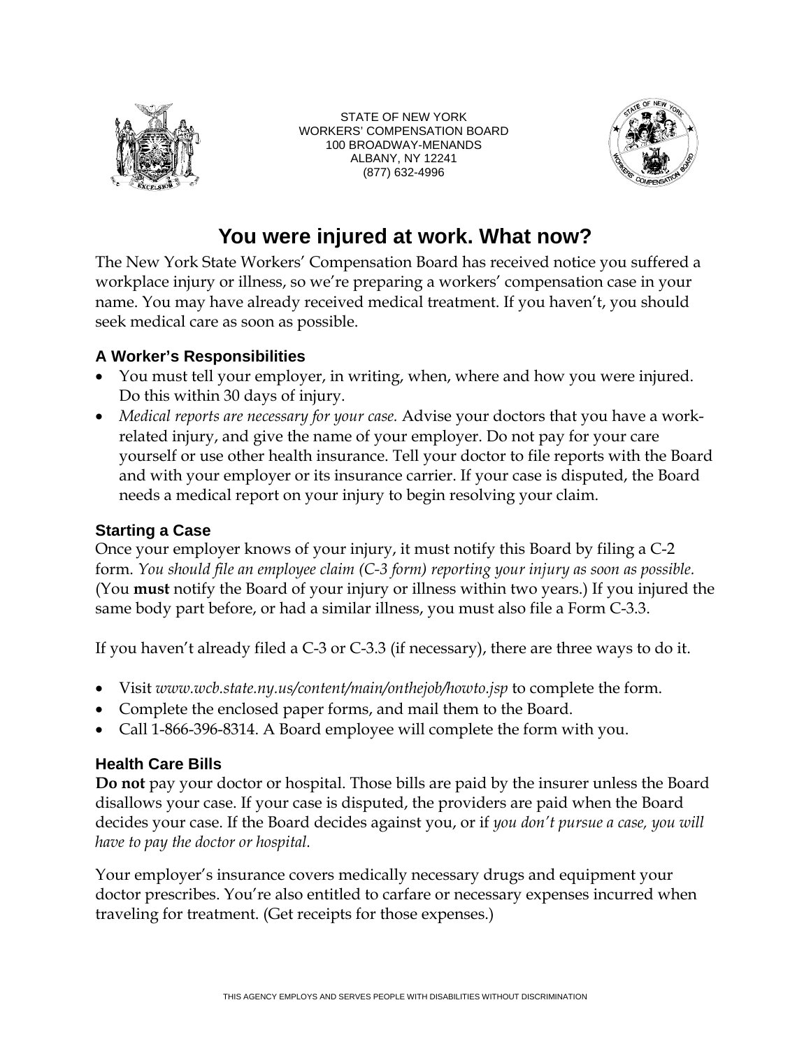STATE OF NEW YORK
WORKERS' COMPENSATION BOARD
100 BROADWAY-MENANDS
ALBANY, NY 12241
(877) 632-4996

# You were injured at work. What now?

The New York State Workers' Compensation Board has received notice you suffered a workplace injury or illness, so we're preparing a workers' compensation case in your name. You may have already received medical treatment. If you haven't, you should seek medical care as soon as possible.

### A Worker's Responsibilities

- You must tell your employer, in writing, when, where and how you were injured. Do this within 30 days of injury.
- *Medical reports are necessary for your case.* Advise your doctors that you have a work-related injury, and give the name of your employer. Do not pay for your care yourself or use other health insurance. Tell your doctor to file reports with the Board and with your employer or its insurance carrier. If your case is disputed, the Board needs a medical report on your injury to begin resolving your claim.

### Starting a Case

Once your employer knows of your injury, it must notify this Board by filing a C-2 form. *You should file an employee claim (C-3 form) reporting your injury as soon as possible.* (You **must** notify the Board of your injury or illness within two years.) If you injured the same body part before, or had a similar illness, you must also file a Form C-3.3.

If you haven't already filed a C-3 or C-3.3 (if necessary), there are three ways to do it.

- Visit *www.wcb.state.ny.us/content/main/onthejob/howto.jsp* to complete the form.
- Complete the enclosed paper forms, and mail them to the Board.
- Call 1-866-396-8314. A Board employee will complete the form with you.

### Health Care Bills

**Do not** pay your doctor or hospital. Those bills are paid by the insurer unless the Board disallows your case. If your case is disputed, the providers are paid when the Board decides your case. If the Board decides against you, or if *you don't pursue a case, you will have to pay the doctor or hospital.*

Your employer's insurance covers medically necessary drugs and equipment your doctor prescribes. You're also entitled to carfare or necessary expenses incurred when traveling for treatment. (Get receipts for those expenses.)

THIS AGENCY EMPLOYS AND SERVES PEOPLE WITH DISABILITIES WITHOUT DISCRIMINATION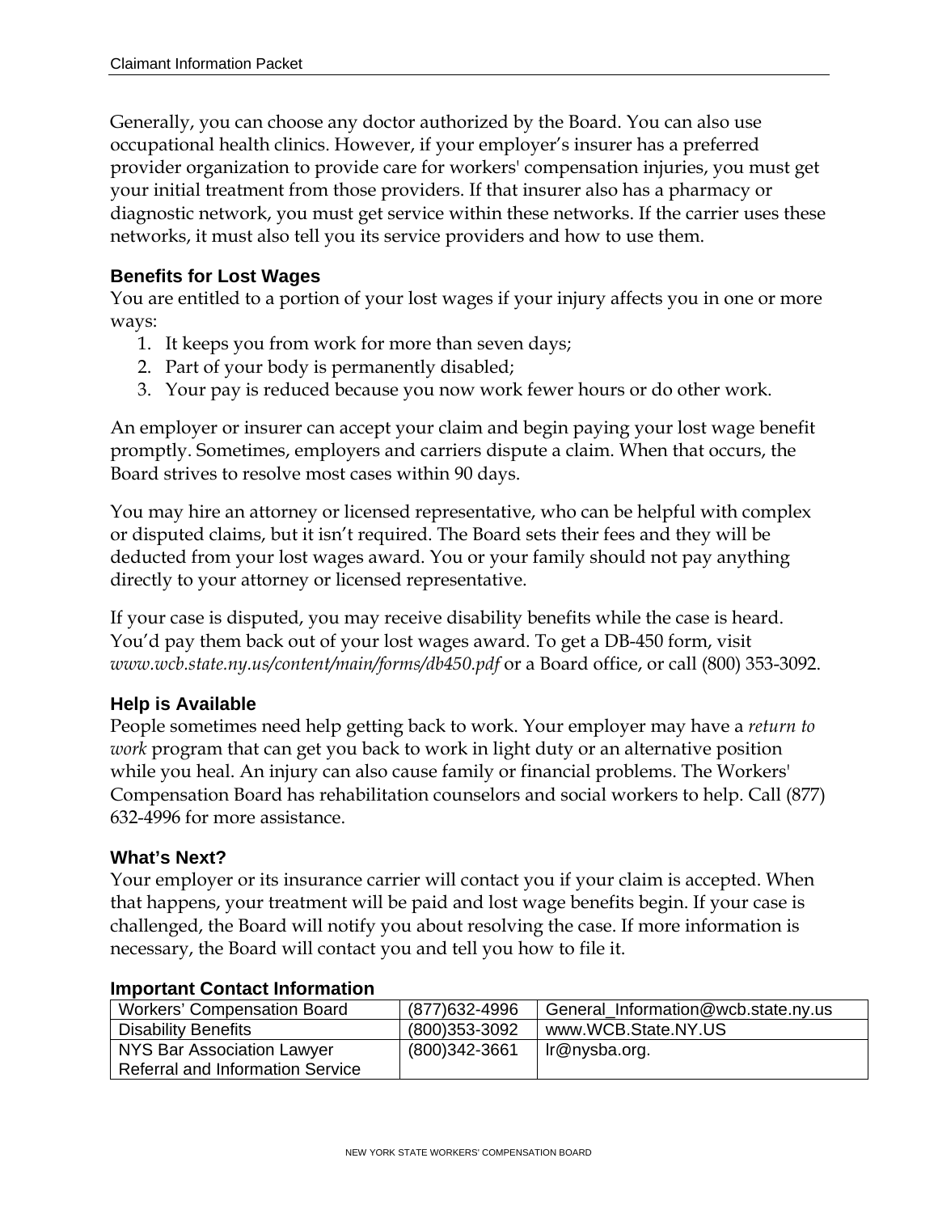Generally, you can choose any doctor authorized by the Board. You can also use occupational health clinics. However, if your employer's insurer has a preferred provider organization to provide care for workers' compensation injuries, you must get your initial treatment from those providers. If that insurer also has a pharmacy or diagnostic network, you must get service within these networks. If the carrier uses these networks, it must also tell you its service providers and how to use them.

### Benefits for Lost Wages

You are entitled to a portion of your lost wages if your injury affects you in one or more ways:

1. It keeps you from work for more than seven days;
2. Part of your body is permanently disabled;
3. Your pay is reduced because you now work fewer hours or do other work.

An employer or insurer can accept your claim and begin paying your lost wage benefit promptly. Sometimes, employers and carriers dispute a claim. When that occurs, the Board strives to resolve most cases within 90 days.

You may hire an attorney or licensed representative, who can be helpful with complex or disputed claims, but it isn't required. The Board sets their fees and they will be deducted from your lost wages award. You or your family should not pay anything directly to your attorney or licensed representative.

If your case is disputed, you may receive disability benefits while the case is heard. You'd pay them back out of your lost wages award. To get a DB-450 form, visit *www.wcb.state.ny.us/content/main/forms/db450.pdf* or a Board office, or call (800) 353-3092.

### Help is Available

People sometimes need help getting back to work. Your employer may have a *return to work* program that can get you back to work in light duty or an alternative position while you heal. An injury can also cause family or financial problems. The Workers' Compensation Board has rehabilitation counselors and social workers to help. Call (877) 632-4996 for more assistance.

### What's Next?

Your employer or its insurance carrier will contact you if your claim is accepted. When that happens, your treatment will be paid and lost wage benefits begin. If your case is challenged, the Board will notify you about resolving the case. If more information is necessary, the Board will contact you and tell you how to file it.

### Important Contact Information

| | | |
|---|---|---|
| Workers' Compensation Board | (877)632-4996 | General_Information@wcb.state.ny.us |
| Disability Benefits | (800)353-3092 | www.WCB.State.NY.US |
| NYS Bar Association Lawyer Referral and Information Service | (800)342-3661 | lr@nysba.org. |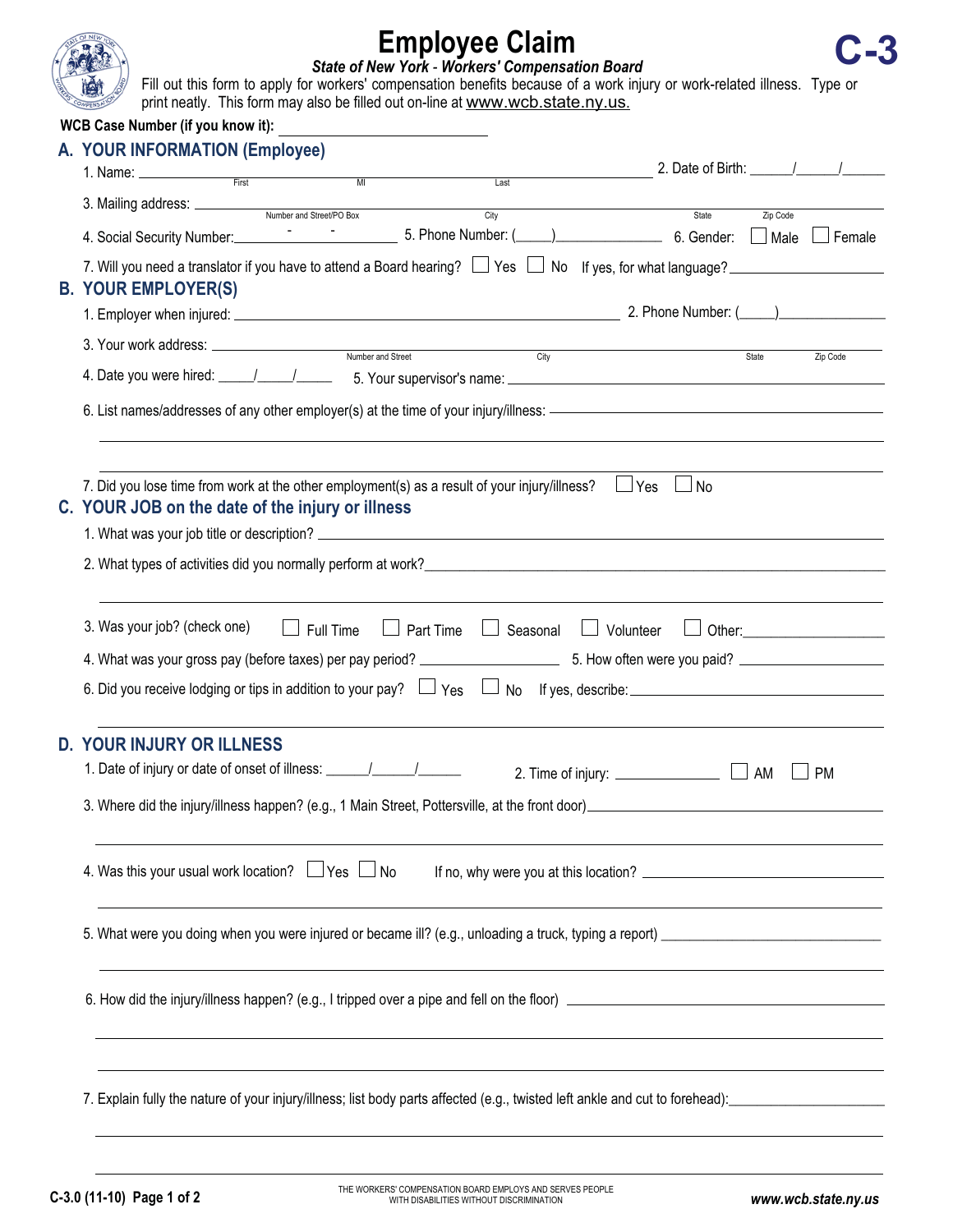# Employee Claim

**C-3**

***State of New York - Workers' Compensation Board***

Fill out this form to apply for workers' compensation benefits because of a work injury or work-related illness. Type or print neatly. This form may also be filled out on-line at www.wcb.state.ny.us.

**WCB Case Number (if you know it):** ______________________

## A. YOUR INFORMATION (Employee)

1. Name: ____________ (First) ______ (MI) ____________ (Last)  2. Date of Birth: _____/_____/_____
3. Mailing address: ____________ (Number and Street/PO Box) ____________ (City) ______ (State) ______ (Zip Code)
4. Social Security Number: _____ - _____ - _____  5. Phone Number: (____)__________  6. Gender: ☐ Male ☐ Female
7. Will you need a translator if you have to attend a Board hearing? ☐ Yes ☐ No  If yes, for what language? ______________

## B. YOUR EMPLOYER(S)

1. Employer when injured: ______________________________  2. Phone Number: (____)__________
3. Your work address: ____________ (Number and Street) ____________ (City) ______ (State) ______ (Zip Code)
4. Date you were hired: _____/_____/_____  5. Your supervisor's name: ______________________
6. List names/addresses of any other employer(s) at the time of your injury/illness: ______________________

7. Did you lose time from work at the other employment(s) as a result of your injury/illness? ☐ Yes ☐ No

## C. YOUR JOB on the date of the injury or illness

1. What was your job title or description? ______________________
2. What types of activities did you normally perform at work? ______________________

3. Was your job? (check one) ☐ Full Time ☐ Part Time ☐ Seasonal ☐ Volunteer ☐ Other: __________
4. What was your gross pay (before taxes) per pay period? __________  5. How often were you paid? __________
6. Did you receive lodging or tips in addition to your pay? ☐ Yes ☐ No  If yes, describe: ______________________

## D. YOUR INJURY OR ILLNESS

1. Date of injury or date of onset of illness: _____/_____/_____  2. Time of injury: __________ ☐ AM ☐ PM
3. Where did the injury/illness happen? (e.g., 1 Main Street, Pottersville, at the front door) ______________________

4. Was this your usual work location? ☐ Yes ☐ No  If no, why were you at this location? ______________________

5. What were you doing when you were injured or became ill? (e.g., unloading a truck, typing a report) ______________________

6. How did the injury/illness happen? (e.g., I tripped over a pipe and fell on the floor) ______________________

7. Explain fully the nature of your injury/illness; list body parts affected (e.g., twisted left ankle and cut to forehead): ______________________

C-3.0 (11-10) Page 1 of 2

THE WORKERS' COMPENSATION BOARD EMPLOYS AND SERVES PEOPLE WITH DISABILITIES WITHOUT DISCRIMINATION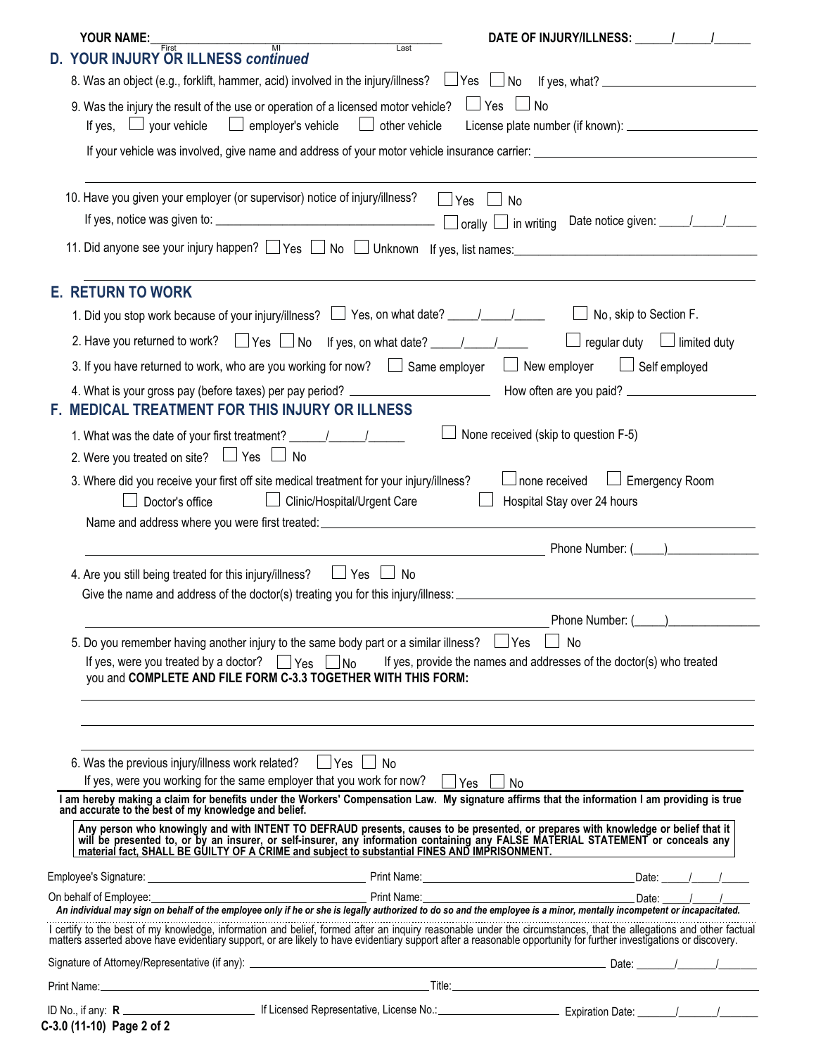YOUR NAME: ______________________________ (First, MI, Last) DATE OF INJURY/ILLNESS: ____/____/____

## D. YOUR INJURY OR ILLNESS *continued*

8. Was an object (e.g., forklift, hammer, acid) involved in the injury/illness? ☐ Yes ☐ No If yes, what? ____________

9. Was the injury the result of the use or operation of a licensed motor vehicle? ☐ Yes ☐ No
   If yes, ☐ your vehicle ☐ employer's vehicle ☐ other vehicle License plate number (if known): ____________
   If your vehicle was involved, give name and address of your motor vehicle insurance carrier: ____________

10. Have you given your employer (or supervisor) notice of injury/illness? ☐ Yes ☐ No
    If yes, notice was given to: ____________ ☐ orally ☐ in writing Date notice given: ____/____/____

11. Did anyone see your injury happen? ☐ Yes ☐ No ☐ Unknown If yes, list names: ____________

## E. RETURN TO WORK

1. Did you stop work because of your injury/illness? ☐ Yes, on what date? ____/____/____ ☐ No, skip to Section F.
2. Have you returned to work? ☐ Yes ☐ No If yes, on what date? ____/____/____ ☐ regular duty ☐ limited duty
3. If you have returned to work, who are you working for now? ☐ Same employer ☐ New employer ☐ Self employed
4. What is your gross pay (before taxes) per pay period? ____________ How often are you paid? ____________

## F. MEDICAL TREATMENT FOR THIS INJURY OR ILLNESS

1. What was the date of your first treatment? ____/____/____ ☐ None received (skip to question F-5)
2. Were you treated on site? ☐ Yes ☐ No
3. Where did you receive your first off site medical treatment for your injury/illness? ☐ none received ☐ Emergency Room
   ☐ Doctor's office ☐ Clinic/Hospital/Urgent Care ☐ Hospital Stay over 24 hours
   Name and address where you were first treated: ____________
   Phone Number: (____) ____________
4. Are you still being treated for this injury/illness? ☐ Yes ☐ No
   Give the name and address of the doctor(s) treating you for this injury/illness: ____________
   Phone Number: (____) ____________
5. Do you remember having another injury to the same body part or a similar illness? ☐ Yes ☐ No
   If yes, were you treated by a doctor? ☐ Yes ☐ No If yes, provide the names and addresses of the doctor(s) who treated you and **COMPLETE AND FILE FORM C-3.3 TOGETHER WITH THIS FORM:**
   ____________
6. Was the previous injury/illness work related? ☐ Yes ☐ No
   If yes, were you working for the same employer that you work for now? ☐ Yes ☐ No

**I am hereby making a claim for benefits under the Workers' Compensation Law. My signature affirms that the information I am providing is true and accurate to the best of my knowledge and belief.**

**Any person who knowingly and with INTENT TO DEFRAUD presents, causes to be presented, or prepares with knowledge or belief that it will be presented to, or by an insurer, or self-insurer, any information containing any FALSE MATERIAL STATEMENT or conceals any material fact, SHALL BE GUILTY OF A CRIME and subject to substantial FINES AND IMPRISONMENT.**

Employee's Signature: ____________ Print Name: ____________ Date: ____/____/____

On behalf of Employee: ____________ Print Name: ____________ Date: ____/____/____

***An individual may sign on behalf of the employee only if he or she is legally authorized to do so and the employee is a minor, mentally incompetent or incapacitated.***

I certify to the best of my knowledge, information and belief, formed after an inquiry reasonable under the circumstances, that the allegations and other factual matters asserted above have evidentiary support, or are likely to have evidentiary support after a reasonable opportunity for further investigations or discovery.

Signature of Attorney/Representative (if any): ____________ Date: ____/____/____

Print Name: ____________ Title: ____________

ID No., if any: **R** ____________ If Licensed Representative, License No.: ____________ Expiration Date: ____/____/____

**C-3.0 (11-10) Page 2 of 2**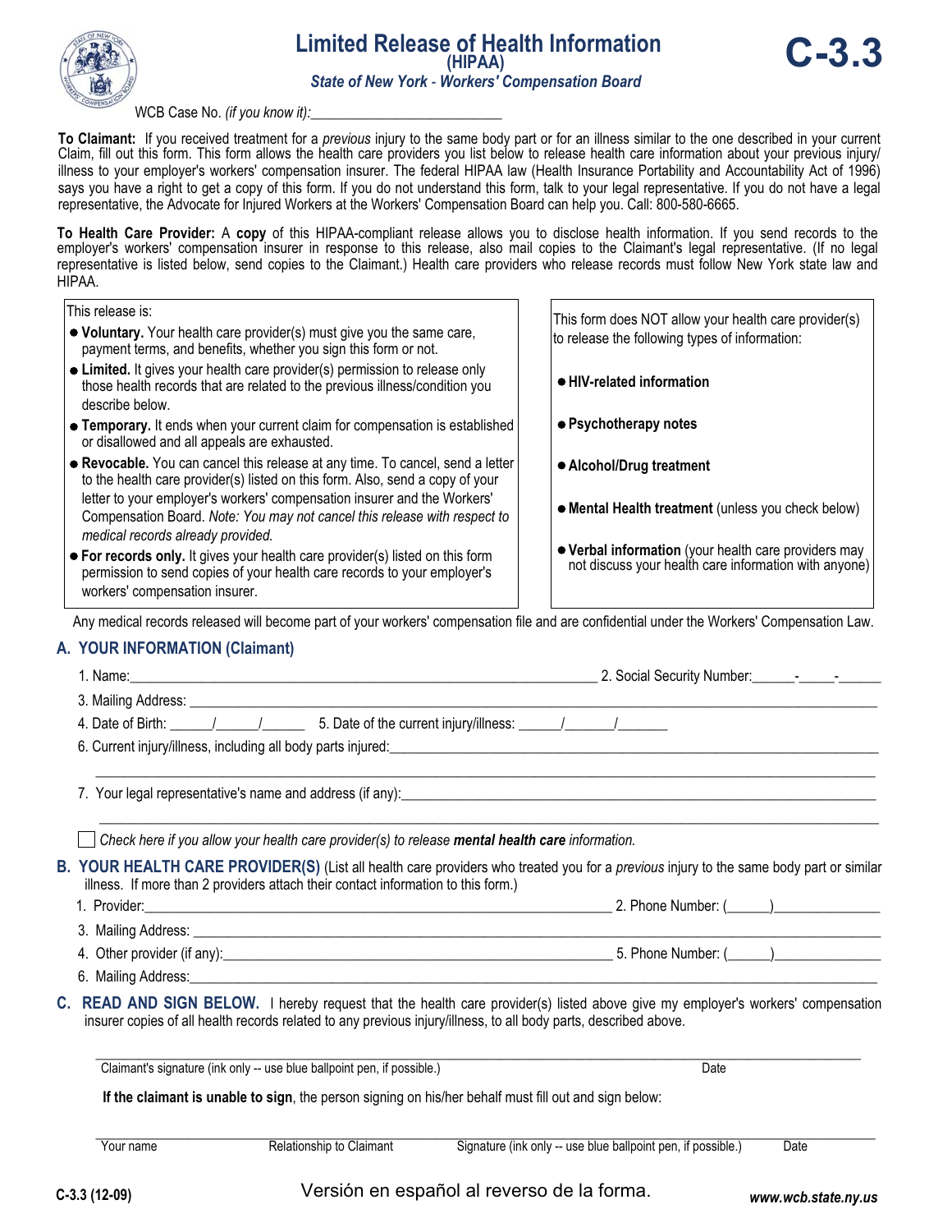# Limited Release of Health Information (HIPAA)

**C-3.3**

*State of New York - Workers' Compensation Board*

WCB Case No. *(if you know it)*:\_\_\_\_\_\_\_\_\_\_\_\_\_\_\_\_\_\_\_\_\_\_\_\_\_\_\_

**To Claimant:** If you received treatment for a *previous* injury to the same body part or for an illness similar to the one described in your current Claim, fill out this form. This form allows the health care providers you list below to release health care information about your previous injury/illness to your employer's workers' compensation insurer. The federal HIPAA law (Health Insurance Portability and Accountability Act of 1996) says you have a right to get a copy of this form. If you do not understand this form, talk to your legal representative. If you do not have a legal representative, the Advocate for Injured Workers at the Workers' Compensation Board can help you. Call: 800-580-6665.

**To Health Care Provider:** A **copy** of this HIPAA-compliant release allows you to disclose health information. If you send records to the employer's workers' compensation insurer in response to this release, also mail copies to the Claimant's legal representative. (If no legal representative is listed below, send copies to the Claimant.) Health care providers who release records must follow New York state law and HIPAA.

This release is:

- **Voluntary.** Your health care provider(s) must give you the same care, payment terms, and benefits, whether you sign this form or not.
- **Limited.** It gives your health care provider(s) permission to release only those health records that are related to the previous illness/condition you describe below.
- **Temporary.** It ends when your current claim for compensation is established or disallowed and all appeals are exhausted.
- **Revocable.** You can cancel this release at any time. To cancel, send a letter to the health care provider(s) listed on this form. Also, send a copy of your letter to your employer's workers' compensation insurer and the Workers' Compensation Board. *Note: You may not cancel this release with respect to medical records already provided.*
- **For records only.** It gives your health care provider(s) listed on this form permission to send copies of your health care records to your employer's workers' compensation insurer.

This form does NOT allow your health care provider(s) to release the following types of information:

- **HIV-related information**
- **Psychotherapy notes**
- **Alcohol/Drug treatment**
- **Mental Health treatment** (unless you check below)
- **Verbal information** (your health care providers may not discuss your health care information with anyone)

Any medical records released will become part of your workers' compensation file and are confidential under the Workers' Compensation Law.

## A. YOUR INFORMATION (Claimant)

1. Name:\_\_\_\_\_\_\_\_\_\_\_\_\_\_\_\_\_\_\_\_\_\_\_\_\_\_\_\_\_\_\_\_ 2. Social Security Number:\_\_\_\_\_\_-\_\_\_\_\_-\_\_\_\_\_\_
3. Mailing Address: \_\_\_\_\_\_\_\_\_\_\_\_\_\_\_\_\_\_\_\_\_\_\_\_\_\_\_\_\_\_\_\_
4. Date of Birth: \_\_\_\_\_\_/\_\_\_\_\_\_/\_\_\_\_\_\_ 5. Date of the current injury/illness: \_\_\_\_\_\_/\_\_\_\_\_\_\_/\_\_\_\_\_\_\_
6. Current injury/illness, including all body parts injured:\_\_\_\_\_\_\_\_\_\_\_\_\_\_\_\_\_\_\_\_\_\_\_\_\_\_\_\_\_\_\_\_
7. Your legal representative's name and address (if any):\_\_\_\_\_\_\_\_\_\_\_\_\_\_\_\_\_\_\_\_\_\_\_\_\_\_\_\_\_\_\_\_

☐ *Check here if you allow your health care provider(s) to release* ***mental health care*** *information.*

## B. YOUR HEALTH CARE PROVIDER(S)

(List all health care providers who treated you for a *previous* injury to the same body part or similar illness. If more than 2 providers attach their contact information to this form.)

1. Provider:\_\_\_\_\_\_\_\_\_\_\_\_\_\_\_\_\_\_\_\_\_\_\_\_\_\_\_\_\_\_\_\_ 2. Phone Number: (\_\_\_\_\_\_)\_\_\_\_\_\_\_\_\_\_\_\_\_\_\_
3. Mailing Address: \_\_\_\_\_\_\_\_\_\_\_\_\_\_\_\_\_\_\_\_\_\_\_\_\_\_\_\_\_\_\_\_
4. Other provider (if any):\_\_\_\_\_\_\_\_\_\_\_\_\_\_\_\_\_\_\_\_\_\_\_\_\_\_\_\_\_\_\_\_ 5. Phone Number: (\_\_\_\_\_\_)\_\_\_\_\_\_\_\_\_\_\_\_\_\_\_
6. Mailing Address:\_\_\_\_\_\_\_\_\_\_\_\_\_\_\_\_\_\_\_\_\_\_\_\_\_\_\_\_\_\_\_\_

## C. READ AND SIGN BELOW.

I hereby request that the health care provider(s) listed above give my employer's workers' compensation insurer copies of all health records related to any previous injury/illness, to all body parts, described above.

\_\_\_\_\_\_\_\_\_\_\_\_\_\_\_\_\_\_\_\_\_\_\_\_\_\_\_\_\_\_\_\_\_\_\_\_\_\_\_\_\_\_\_\_\_\_\_\_\_\_\_\_\_\_\_\_\_\_\_\_\_\_\_\_\_\_\_\_\_\_\_\_\_\_\_\_\_\_\_\_\_\_\_\_\_\_\_\_\_\_\_\_\_\_

Claimant's signature (ink only -- use blue ballpoint pen, if possible.) Date

**If the claimant is unable to sign**, the person signing on his/her behalf must fill out and sign below:

\_\_\_\_\_\_\_\_\_\_\_\_\_\_\_\_\_\_\_\_\_\_\_\_\_\_\_\_\_\_\_\_\_\_\_\_\_\_\_\_\_\_\_\_\_\_\_\_\_\_\_\_\_\_\_\_\_\_\_\_\_\_\_\_\_\_\_\_\_\_\_\_\_\_\_\_\_\_\_\_\_\_\_\_\_\_\_\_\_\_\_\_\_\_

Your name | Relationship to Claimant | Signature (ink only -- use blue ballpoint pen, if possible.) | Date

C-3.3 (12-09)

Versión en español al reverso de la forma.

*www.wcb.state.ny.us*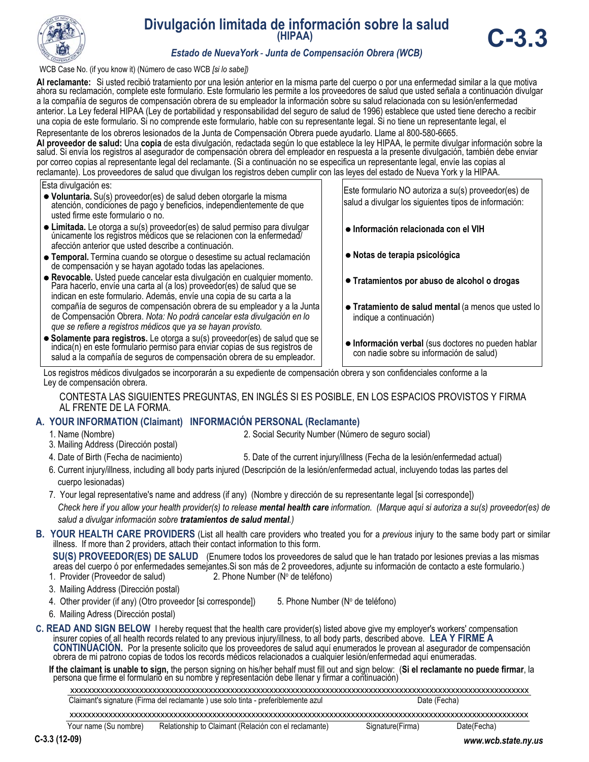# Divulgación limitada de información sobre la salud (HIPAA)

## C-3.3

*Estado de NuevaYork - Junta de Compensación Obrera (WCB)*

WCB Case No. (if you know it) (Número de caso WCB *[si lo sabe]*)

**Al reclamante:** Si usted recibió tratamiento por una lesión anterior en la misma parte del cuerpo o por una enfermedad similar a la que motiva ahora su reclamación, complete este formulario. Este formulario les permite a los proveedores de salud que usted señala a continuación divulgar a la compañía de seguros de compensación obrera de su empleador la información sobre su salud relacionada con su lesión/enfermedad anterior. La Ley federal HIPAA (Ley de portabilidad y responsabilidad del seguro de salud de 1996) establece que usted tiene derecho a recibir una copia de este formulario. Si no comprende este formulario, hable con su representante legal. Si no tiene un representante legal, el Representante de los obreros lesionados de la Junta de Compensación Obrera puede ayudarlo. Llame al 800-580-6665.

**Al proveedor de salud:** Una **copia** de esta divulgación, redactada según lo que establece la ley HIPAA, le permite divulgar información sobre la salud. Si envía los registros al asegurador de compensación obrera del empleador en respuesta a la presente divulgación, también debe enviar por correo copias al representante legal del reclamante. (Si a continuación no se especifica un representante legal, envíe las copias al reclamante). Los proveedores de salud que divulgan los registros deben cumplir con las leyes del estado de Nueva York y la HIPAA.

Esta divulgación es:

- **Voluntaria.** Su(s) proveedor(es) de salud deben otorgarle la misma atención, condiciones de pago y beneficios, independientemente de que usted firme este formulario o no.
- **Limitada.** Le otorga a su(s) proveedor(es) de salud permiso para divulgar únicamente los registros médicos que se relacionen con la enfermedad/afección anterior que usted describe a continuación.
- **Temporal.** Termina cuando se otorgue o desestime su actual reclamación de compensación y se hayan agotado todas las apelaciones.
- **Revocable.** Usted puede cancelar esta divulgación en cualquier momento. Para hacerlo, envíe una carta al (a los) proveedor(es) de salud que se indican en este formulario. Además, envíe una copia de su carta a la compañía de seguros de compensación obrera de su empleador y a la Junta de Compensación Obrera. *Nota: No podrá cancelar esta divulgación en lo que se refiere a registros médicos que ya se hayan provisto.*
- **Solamente para registros.** Le otorga a su(s) proveedor(es) de salud que se indica(n) en este formulario permiso para enviar copias de sus registros de salud a la compañía de seguros de compensación obrera de su empleador.

Este formulario NO autoriza a su(s) proveedor(es) de salud a divulgar los siguientes tipos de información:

- **Información relacionada con el VIH**
- **Notas de terapia psicológica**
- **Tratamientos por abuso de alcohol o drogas**
- **Tratamiento de salud mental** (a menos que usted lo indique a continuación)
- **Información verbal** (sus doctores no pueden hablar con nadie sobre su información de salud)

Los registros médicos divulgados se incorporarán a su expediente de compensación obrera y son confidenciales conforme a la Ley de compensación obrera.

CONTESTA LAS SIGUIENTES PREGUNTAS, EN INGLÉS SI ES POSIBLE, EN LOS ESPACIOS PROVISTOS Y FIRMA AL FRENTE DE LA FORMA.

### A. YOUR INFORMATION (Claimant) INFORMACIÓN PERSONAL (Reclamante)

1. Name (Nombre)
2. Social Security Number (Número de seguro social)
3. Mailing Address (Dirección postal)
4. Date of Birth (Fecha de nacimiento)
5. Date of the current injury/illness (Fecha de la lesión/enfermedad actual)
6. Current injury/illness, including all body parts injured (Descripción de la lesión/enfermedad actual, incluyendo todas las partes del cuerpo lesionadas)
7. Your legal representative's name and address (if any) (Nombre y dirección de su representante legal [si corresponde])

*Check here if you allow your health provider(s) to release **mental health care** information. (Marque aquí si autoriza a su(s) proveedor(es) de salud a divulgar información sobre **tratamientos de salud mental**.)*

### B. YOUR HEALTH CARE PROVIDERS

(List all health care providers who treated you for a *previous* injury to the same body part or similar illness. If more than 2 providers, attach their contact information to this form.

**SU(S) PROVEEDOR(ES) DE SALUD** (Enumere todos los proveedores de salud que le han tratado por lesiones previas a las mismas areas del cuerpo ó por enfermedades semejantes.Si son más de 2 proveedores, adjunte su información de contacto a este formulario.)

1. Provider (Proveedor de salud)
2. Phone Number (N° de teléfono)
3. Mailing Address (Dirección postal)
4. Other provider (if any) (Otro proveedor [si corresponde])
5. Phone Number (N° de teléfono)
6. Mailing Adress (Dirección postal)

### C. READ AND SIGN BELOW

I hereby request that the health care provider(s) listed above give my employer's workers' compensation insurer copies of all health records related to any previous injury/illness, to all body parts, described above. **LEA Y FIRME A CONTINUACIÓN.** Por la presente solicito que los proveedores de salud aquí enumerados le provean al asegurador de compensación obrera de mi patrono copias de todos los records médicos relacionados a cualquier lesión/enfermedad aquí enumeradas.

**If the claimant is unable to sign,** the person signing on his/her behalf must fill out and sign below: (**Si el reclamante no puede firmar**, la persona que firme el formulario en su nombre y representación debe llenar y firmar a continuación)

xxxxxxxxxxxxxxxxxxxxxxxxxxxxxxxxxxxxxxxxxxxxxxxxxxxxxxxxxxxxxxxxxxxxxxxxxxxxxxxxxxxxxxxxxxxxxxxxxxx

Claimant's signature (Firma del reclamante ) use solo tinta - preferiblemente azul    Date (Fecha)

xxxxxxxxxxxxxxxxxxxxxxxxxxxxxxxxxxxxxxxxxxxxxxxxxxxxxxxxxxxxxxxxxxxxxxxxxxxxxxxxxxxxxxxxxxxxxxxxxxx

Your name (Su nombre)    Relationship to Claimant (Relación con el reclamante)    Signature(Firma)    Date(Fecha)

C-3.3 (12-09)

www.wcb.state.ny.us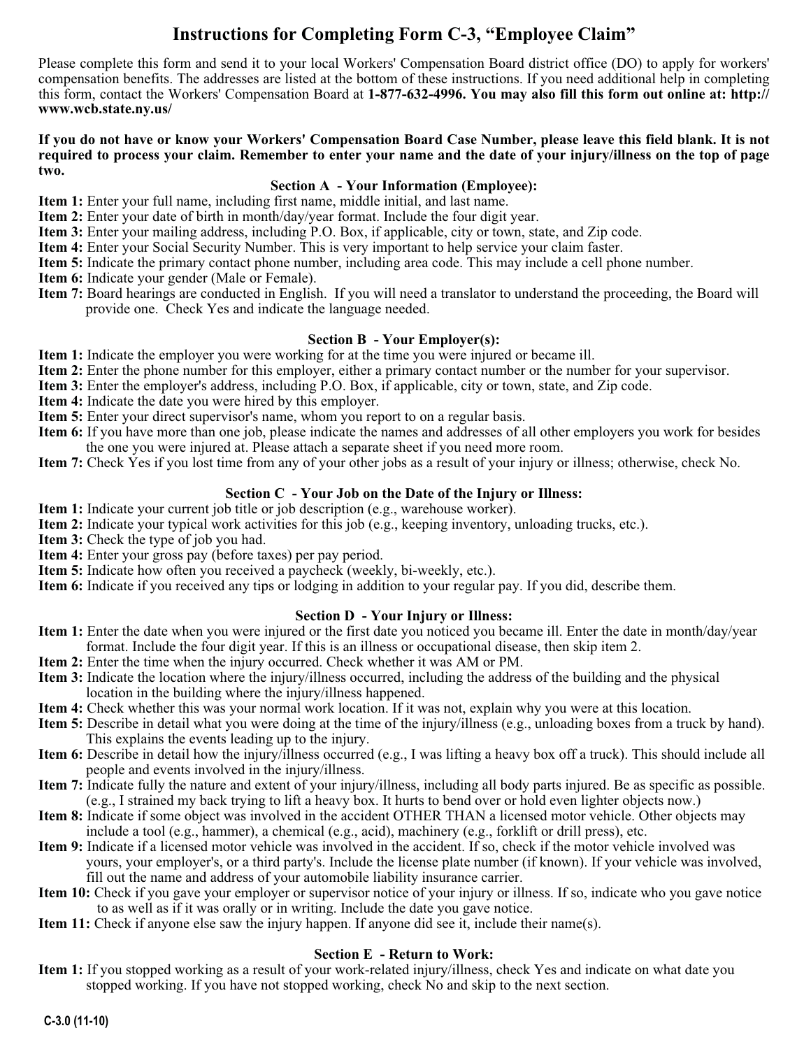# Instructions for Completing Form C-3, "Employee Claim"

Please complete this form and send it to your local Workers' Compensation Board district office (DO) to apply for workers' compensation benefits. The addresses are listed at the bottom of these instructions. If you need additional help in completing this form, contact the Workers' Compensation Board at **1-877-632-4996. You may also fill this form out online at: http://www.wcb.state.ny.us/**

**If you do not have or know your Workers' Compensation Board Case Number, please leave this field blank. It is not required to process your claim. Remember to enter your name and the date of your injury/illness on the top of page two.**

### Section A - Your Information (Employee):

**Item 1:** Enter your full name, including first name, middle initial, and last name.
**Item 2:** Enter your date of birth in month/day/year format. Include the four digit year.
**Item 3:** Enter your mailing address, including P.O. Box, if applicable, city or town, state, and Zip code.
**Item 4:** Enter your Social Security Number. This is very important to help service your claim faster.
**Item 5:** Indicate the primary contact phone number, including area code. This may include a cell phone number.
**Item 6:** Indicate your gender (Male or Female).
**Item 7:** Board hearings are conducted in English. If you will need a translator to understand the proceeding, the Board will provide one. Check Yes and indicate the language needed.

### Section B - Your Employer(s):

**Item 1:** Indicate the employer you were working for at the time you were injured or became ill.
**Item 2:** Enter the phone number for this employer, either a primary contact number or the number for your supervisor.
**Item 3:** Enter the employer's address, including P.O. Box, if applicable, city or town, state, and Zip code.
**Item 4:** Indicate the date you were hired by this employer.
**Item 5:** Enter your direct supervisor's name, whom you report to on a regular basis.
**Item 6:** If you have more than one job, please indicate the names and addresses of all other employers you work for besides the one you were injured at. Please attach a separate sheet if you need more room.
**Item 7:** Check Yes if you lost time from any of your other jobs as a result of your injury or illness; otherwise, check No.

### Section C - Your Job on the Date of the Injury or Illness:

**Item 1:** Indicate your current job title or job description (e.g., warehouse worker).
**Item 2:** Indicate your typical work activities for this job (e.g., keeping inventory, unloading trucks, etc.).
**Item 3:** Check the type of job you had.
**Item 4:** Enter your gross pay (before taxes) per pay period.
**Item 5:** Indicate how often you received a paycheck (weekly, bi-weekly, etc.).
**Item 6:** Indicate if you received any tips or lodging in addition to your regular pay. If you did, describe them.

### Section D - Your Injury or Illness:

**Item 1:** Enter the date when you were injured or the first date you noticed you became ill. Enter the date in month/day/year format. Include the four digit year. If this is an illness or occupational disease, then skip item 2.
**Item 2:** Enter the time when the injury occurred. Check whether it was AM or PM.
**Item 3:** Indicate the location where the injury/illness occurred, including the address of the building and the physical location in the building where the injury/illness happened.
**Item 4:** Check whether this was your normal work location. If it was not, explain why you were at this location.
**Item 5:** Describe in detail what you were doing at the time of the injury/illness (e.g., unloading boxes from a truck by hand). This explains the events leading up to the injury.
**Item 6:** Describe in detail how the injury/illness occurred (e.g., I was lifting a heavy box off a truck). This should include all people and events involved in the injury/illness.
**Item 7:** Indicate fully the nature and extent of your injury/illness, including all body parts injured. Be as specific as possible. (e.g., I strained my back trying to lift a heavy box. It hurts to bend over or hold even lighter objects now.)
**Item 8:** Indicate if some object was involved in the accident OTHER THAN a licensed motor vehicle. Other objects may include a tool (e.g., hammer), a chemical (e.g., acid), machinery (e.g., forklift or drill press), etc.
**Item 9:** Indicate if a licensed motor vehicle was involved in the accident. If so, check if the motor vehicle involved was yours, your employer's, or a third party's. Include the license plate number (if known). If your vehicle was involved, fill out the name and address of your automobile liability insurance carrier.
**Item 10:** Check if you gave your employer or supervisor notice of your injury or illness. If so, indicate who you gave notice to as well as if it was orally or in writing. Include the date you gave notice.
**Item 11:** Check if anyone else saw the injury happen. If anyone did see it, include their name(s).

### Section E - Return to Work:

**Item 1:** If you stopped working as a result of your work-related injury/illness, check Yes and indicate on what date you stopped working. If you have not stopped working, check No and skip to the next section.

C-3.0 (11-10)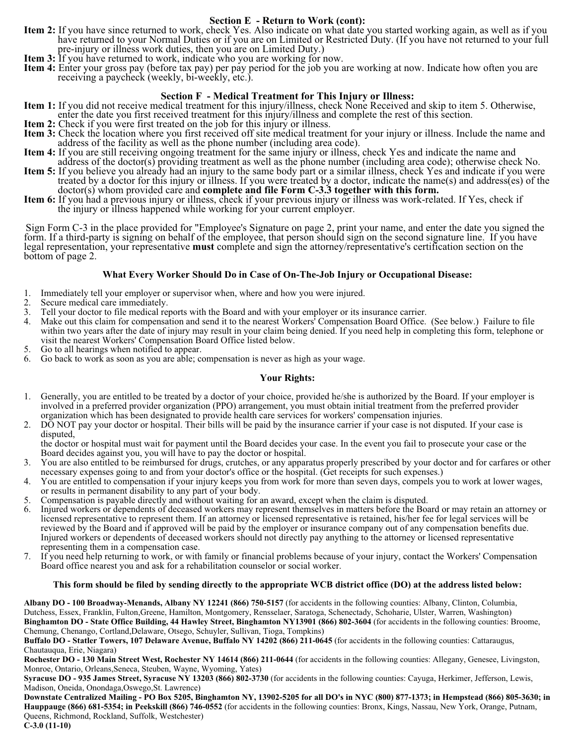## Section E - Return to Work (cont):

**Item 2:** If you have since returned to work, check Yes. Also indicate on what date you started working again, as well as if you have returned to your Normal Duties or if you are on Limited or Restricted Duty. (If you have not returned to your full pre-injury or illness work duties, then you are on Limited Duty.)

**Item 3:** If you have returned to work, indicate who you are working for now.

**Item 4:** Enter your gross pay (before tax pay) per pay period for the job you are working at now. Indicate how often you are receiving a paycheck (weekly, bi-weekly, etc.).

## Section F - Medical Treatment for This Injury or Illness:

**Item 1:** If you did not receive medical treatment for this injury/illness, check None Received and skip to item 5. Otherwise, enter the date you first received treatment for this injury/illness and complete the rest of this section.

**Item 2:** Check if you were first treated on the job for this injury or illness.

**Item 3:** Check the location where you first received off site medical treatment for your injury or illness. Include the name and address of the facility as well as the phone number (including area code).

**Item 4:** If you are still receiving ongoing treatment for the same injury or illness, check Yes and indicate the name and address of the doctor(s) providing treatment as well as the phone number (including area code); otherwise check No.

**Item 5:** If you believe you already had an injury to the same body part or a similar illness, check Yes and indicate if you were treated by a doctor for this injury or illness. If you were treated by a doctor, indicate the name(s) and address(es) of the doctor(s) whom provided care and **complete and file Form C-3.3 together with this form.**

**Item 6:** If you had a previous injury or illness, check if your previous injury or illness was work-related. If Yes, check if the injury or illness happened while working for your current employer.

Sign Form C-3 in the place provided for "Employee's Signature on page 2, print your name, and enter the date you signed the form. If a third-party is signing on behalf of the employee, that person should sign on the second signature line. If you have legal representation, your representative **must** complete and sign the attorney/representative's certification section on the bottom of page 2.

### What Every Worker Should Do in Case of On-The-Job Injury or Occupational Disease:

1. Immediately tell your employer or supervisor when, where and how you were injured.
2. Secure medical care immediately.
3. Tell your doctor to file medical reports with the Board and with your employer or its insurance carrier.
4. Make out this claim for compensation and send it to the nearest Workers' Compensation Board Office. (See below.) Failure to file within two years after the date of injury may result in your claim being denied. If you need help in completing this form, telephone or visit the nearest Workers' Compensation Board Office listed below.
5. Go to all hearings when notified to appear.
6. Go back to work as soon as you are able; compensation is never as high as your wage.

### Your Rights:

1. Generally, you are entitled to be treated by a doctor of your choice, provided he/she is authorized by the Board. If your employer is involved in a preferred provider organization (PPO) arrangement, you must obtain initial treatment from the preferred provider organization which has been designated to provide health care services for workers' compensation injuries.
2. DO NOT pay your doctor or hospital. Their bills will be paid by the insurance carrier if your case is not disputed. If your case is disputed,
   the doctor or hospital must wait for payment until the Board decides your case. In the event you fail to prosecute your case or the Board decides against you, you will have to pay the doctor or hospital.
3. You are also entitled to be reimbursed for drugs, crutches, or any apparatus properly prescribed by your doctor and for carfares or other necessary expenses going to and from your doctor's office or the hospital. (Get receipts for such expenses.)
4. You are entitled to compensation if your injury keeps you from work for more than seven days, compels you to work at lower wages, or results in permanent disability to any part of your body.
5. Compensation is payable directly and without waiting for an award, except when the claim is disputed.
6. Injured workers or dependents of deceased workers may represent themselves in matters before the Board or may retain an attorney or licensed representative to represent them. If an attorney or licensed representative is retained, his/her fee for legal services will be reviewed by the Board and if approved will be paid by the employer or insurance company out of any compensation benefits due. Injured workers or dependents of deceased workers should not directly pay anything to the attorney or licensed representative representing them in a compensation case.
7. If you need help returning to work, or with family or financial problems because of your injury, contact the Workers' Compensation Board office nearest you and ask for a rehabilitation counselor or social worker.

### This form should be filed by sending directly to the appropriate WCB district office (DO) at the address listed below:

**Albany DO - 100 Broadway-Menands, Albany NY 12241 (866) 750-5157** (for accidents in the following counties: Albany, Clinton, Columbia, Dutchess, Essex, Franklin, Fulton,Greene, Hamilton, Montgomery, Rensselaer, Saratoga, Schenectady, Schoharie, Ulster, Warren, Washington)
**Binghamton DO - State Office Building, 44 Hawley Street, Binghamton NY13901 (866) 802-3604** (for accidents in the following counties: Broome, Chemung, Chenango, Cortland,Delaware, Otsego, Schuyler, Sullivan, Tioga, Tompkins)
**Buffalo DO - Statler Towers, 107 Delaware Avenue, Buffalo NY 14202 (866) 211-0645** (for accidents in the following counties: Cattaraugus, Chautauqua, Erie, Niagara)
**Rochester DO - 130 Main Street West, Rochester NY 14614 (866) 211-0644** (for accidents in the following counties: Allegany, Genesee, Livingston, Monroe, Ontario, Orleans,Seneca, Steuben, Wayne, Wyoming, Yates)
**Syracuse DO - 935 James Street, Syracuse NY 13203 (866) 802-3730** (for accidents in the following counties: Cayuga, Herkimer, Jefferson, Lewis, Madison, Oneida, Onondaga,Oswego,St. Lawrence)
**Downstate Centralized Mailing - PO Box 5205, Binghamton NY, 13902-5205 for all DO's in NYC (800) 877-1373; in Hempstead (866) 805-3630; in Hauppauge (866) 681-5354; in Peekskill (866) 746-0552** (for accidents in the following counties: Bronx, Kings, Nassau, New York, Orange, Putnam, Queens, Richmond, Rockland, Suffolk, Westchester)

**C-3.0 (11-10)**